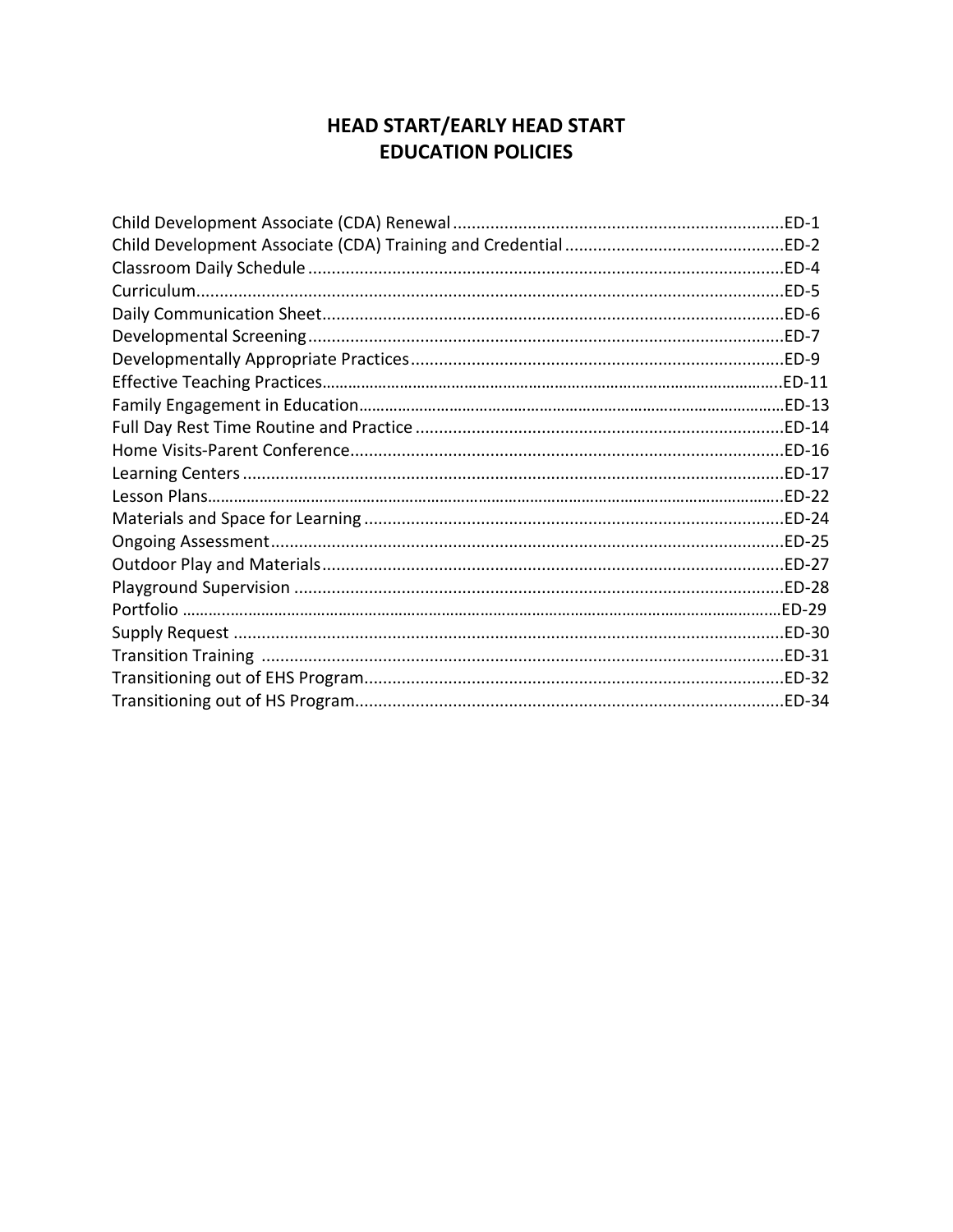# HEAD START/EARLY HEAD START
# EDUCATION POLICIES

Child Development Associate (CDA) Renewal ........................................................................ED-1
Child Development Associate (CDA) Training and Credential ...............................................ED-2
Classroom Daily Schedule ......................................................................................................ED-4
Curriculum...............................................................................................................................ED-5
Daily Communication Sheet....................................................................................................ED-6
Developmental Screening.......................................................................................................ED-7
Developmentally Appropriate Practices..................................................................................ED-9
Effective Teaching Practices...................................................................................................ED-11
Family Engagement in Education...........................................................................................ED-13
Full Day Rest Time Routine and Practice ...............................................................................ED-14
Home Visits-Parent Conference..............................................................................................ED-16
Learning Centers .....................................................................................................................ED-17
Lesson Plans............................................................................................................................ED-22
Materials and Space for Learning ..........................................................................................ED-24
Ongoing Assessment...............................................................................................................ED-25
Outdoor Play and Materials....................................................................................................ED-27
Playground Supervision .........................................................................................................ED-28
Portfolio ..................................................................................................................................ED-29
Supply Request .......................................................................................................................ED-30
Transition Training ..................................................................................................................ED-31
Transitioning out of EHS Program...........................................................................................ED-32
Transitioning out of HS Program.............................................................................................ED-34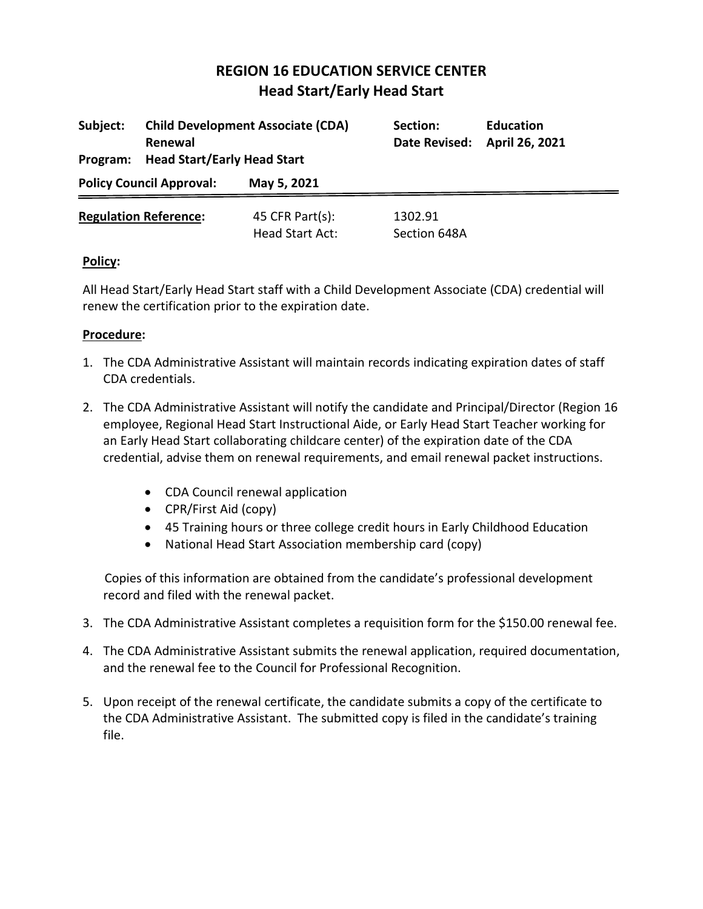# REGION 16 EDUCATION SERVICE CENTER
## Head Start/Early Head Start

| | | | |
|---|---|---|---|
| **Subject:** | **Child Development Associate (CDA) Renewal** | **Section:** | **Education** |
| **Program:** | **Head Start/Early Head Start** | **Date Revised:** | **April 26, 2021** |
| **Policy Council Approval:** | **May 5, 2021** | | |

| | | |
|---|---|---|
| **Regulation Reference:** | 45 CFR Part(s): | 1302.91 |
| | Head Start Act: | Section 648A |

**Policy:**

All Head Start/Early Head Start staff with a Child Development Associate (CDA) credential will renew the certification prior to the expiration date.

**Procedure:**

1. The CDA Administrative Assistant will maintain records indicating expiration dates of staff CDA credentials.

2. The CDA Administrative Assistant will notify the candidate and Principal/Director (Region 16 employee, Regional Head Start Instructional Aide, or Early Head Start Teacher working for an Early Head Start collaborating childcare center) of the expiration date of the CDA credential, advise them on renewal requirements, and email renewal packet instructions.

   - CDA Council renewal application
   - CPR/First Aid (copy)
   - 45 Training hours or three college credit hours in Early Childhood Education
   - National Head Start Association membership card (copy)

   Copies of this information are obtained from the candidate's professional development record and filed with the renewal packet.

3. The CDA Administrative Assistant completes a requisition form for the $150.00 renewal fee.

4. The CDA Administrative Assistant submits the renewal application, required documentation, and the renewal fee to the Council for Professional Recognition.

5. Upon receipt of the renewal certificate, the candidate submits a copy of the certificate to the CDA Administrative Assistant. The submitted copy is filed in the candidate's training file.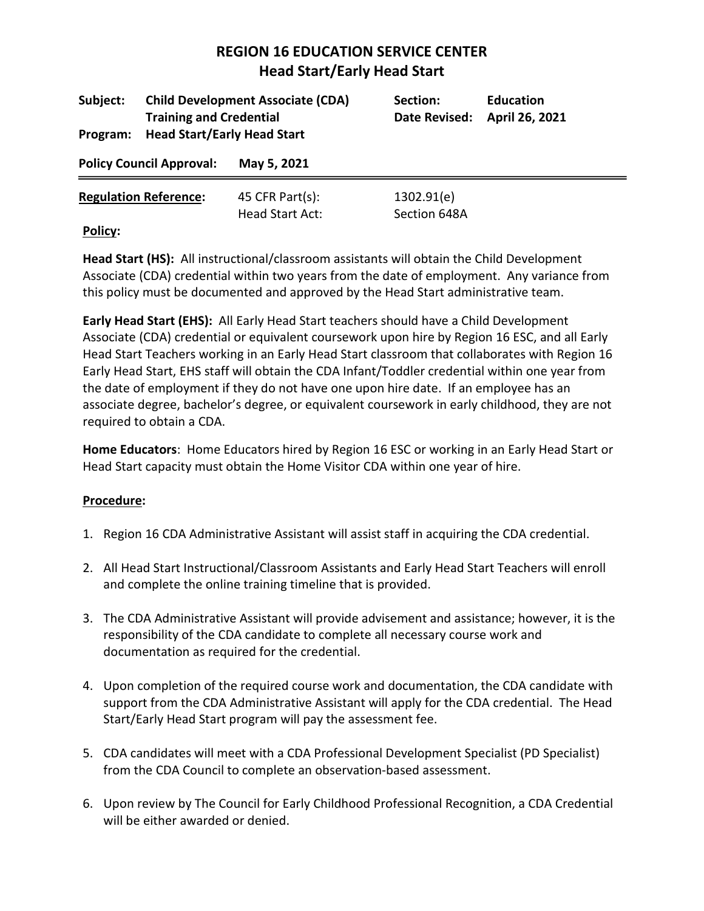# REGION 16 EDUCATION SERVICE CENTER
## Head Start/Early Head Start

| | | | |
|---|---|---|---|
| **Subject:** | **Child Development Associate (CDA) Training and Credential** | **Section:** | **Education** |
| | | **Date Revised:** | **April 26, 2021** |
| **Program:** | **Head Start/Early Head Start** | | |

**Policy Council Approval:** **May 5, 2021**

---

| **Regulation Reference:** | 45 CFR Part(s): | 1302.91(e) |
|---|---|---|
| | Head Start Act: | Section 648A |

**Policy:**

**Head Start (HS):** All instructional/classroom assistants will obtain the Child Development Associate (CDA) credential within two years from the date of employment. Any variance from this policy must be documented and approved by the Head Start administrative team.

**Early Head Start (EHS):** All Early Head Start teachers should have a Child Development Associate (CDA) credential or equivalent coursework upon hire by Region 16 ESC, and all Early Head Start Teachers working in an Early Head Start classroom that collaborates with Region 16 Early Head Start, EHS staff will obtain the CDA Infant/Toddler credential within one year from the date of employment if they do not have one upon hire date. If an employee has an associate degree, bachelor's degree, or equivalent coursework in early childhood, they are not required to obtain a CDA.

**Home Educators**: Home Educators hired by Region 16 ESC or working in an Early Head Start or Head Start capacity must obtain the Home Visitor CDA within one year of hire.

**Procedure:**

1. Region 16 CDA Administrative Assistant will assist staff in acquiring the CDA credential.

2. All Head Start Instructional/Classroom Assistants and Early Head Start Teachers will enroll and complete the online training timeline that is provided.

3. The CDA Administrative Assistant will provide advisement and assistance; however, it is the responsibility of the CDA candidate to complete all necessary course work and documentation as required for the credential.

4. Upon completion of the required course work and documentation, the CDA candidate with support from the CDA Administrative Assistant will apply for the CDA credential. The Head Start/Early Head Start program will pay the assessment fee.

5. CDA candidates will meet with a CDA Professional Development Specialist (PD Specialist) from the CDA Council to complete an observation-based assessment.

6. Upon review by The Council for Early Childhood Professional Recognition, a CDA Credential will be either awarded or denied.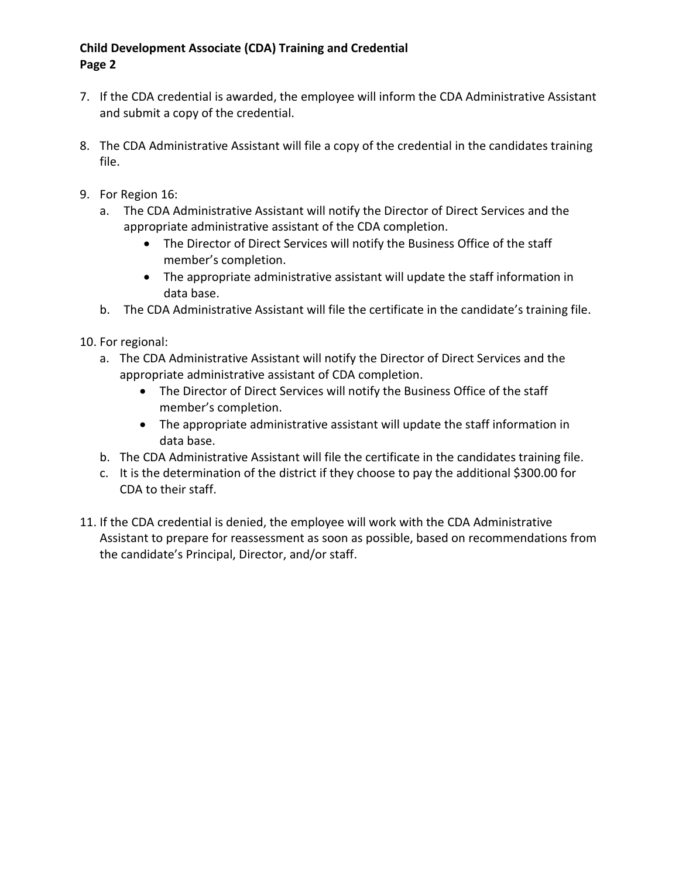7. If the CDA credential is awarded, the employee will inform the CDA Administrative Assistant and submit a copy of the credential.

8. The CDA Administrative Assistant will file a copy of the credential in the candidates training file.

9. For Region 16:
   a. The CDA Administrative Assistant will notify the Director of Direct Services and the appropriate administrative assistant of the CDA completion.
      - The Director of Direct Services will notify the Business Office of the staff member's completion.
      - The appropriate administrative assistant will update the staff information in data base.
   
   b. The CDA Administrative Assistant will file the certificate in the candidate's training file.

10. For regional:
    a. The CDA Administrative Assistant will notify the Director of Direct Services and the appropriate administrative assistant of CDA completion.
       - The Director of Direct Services will notify the Business Office of the staff member's completion.
       - The appropriate administrative assistant will update the staff information in data base.
    
    b. The CDA Administrative Assistant will file the certificate in the candidates training file.
    c. It is the determination of the district if they choose to pay the additional $300.00 for CDA to their staff.

11. If the CDA credential is denied, the employee will work with the CDA Administrative Assistant to prepare for reassessment as soon as possible, based on recommendations from the candidate's Principal, Director, and/or staff.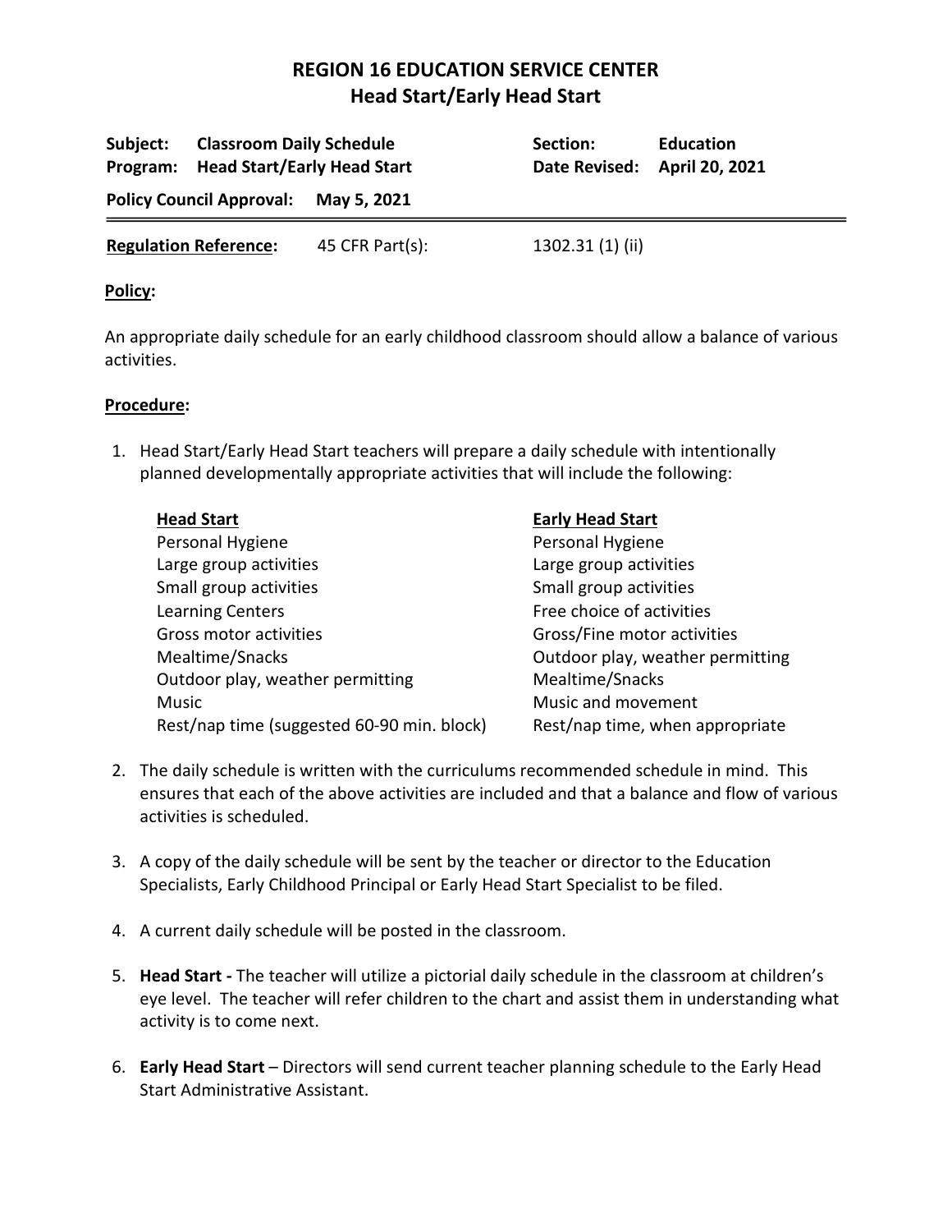# REGION 16 EDUCATION SERVICE CENTER
## Head Start/Early Head Start

| | | | |
|---|---|---|---|
| **Subject:** | **Classroom Daily Schedule** | **Section:** | **Education** |
| **Program:** | **Head Start/Early Head Start** | **Date Revised:** | **April 20, 2021** |
| **Policy Council Approval:** | **May 5, 2021** | | |

**Regulation Reference:** 45 CFR Part(s): 1302.31 (1) (ii)

**Policy:**

An appropriate daily schedule for an early childhood classroom should allow a balance of various activities.

**Procedure:**

1. Head Start/Early Head Start teachers will prepare a daily schedule with intentionally planned developmentally appropriate activities that will include the following:

| **Head Start** | **Early Head Start** |
|---|---|
| Personal Hygiene | Personal Hygiene |
| Large group activities | Large group activities |
| Small group activities | Small group activities |
| Learning Centers | Free choice of activities |
| Gross motor activities | Gross/Fine motor activities |
| Mealtime/Snacks | Outdoor play, weather permitting |
| Outdoor play, weather permitting | Mealtime/Snacks |
| Music | Music and movement |
| Rest/nap time (suggested 60-90 min. block) | Rest/nap time, when appropriate |

2. The daily schedule is written with the curriculums recommended schedule in mind. This ensures that each of the above activities are included and that a balance and flow of various activities is scheduled.

3. A copy of the daily schedule will be sent by the teacher or director to the Education Specialists, Early Childhood Principal or Early Head Start Specialist to be filed.

4. A current daily schedule will be posted in the classroom.

5. **Head Start -** The teacher will utilize a pictorial daily schedule in the classroom at children's eye level. The teacher will refer children to the chart and assist them in understanding what activity is to come next.

6. **Early Head Start** – Directors will send current teacher planning schedule to the Early Head Start Administrative Assistant.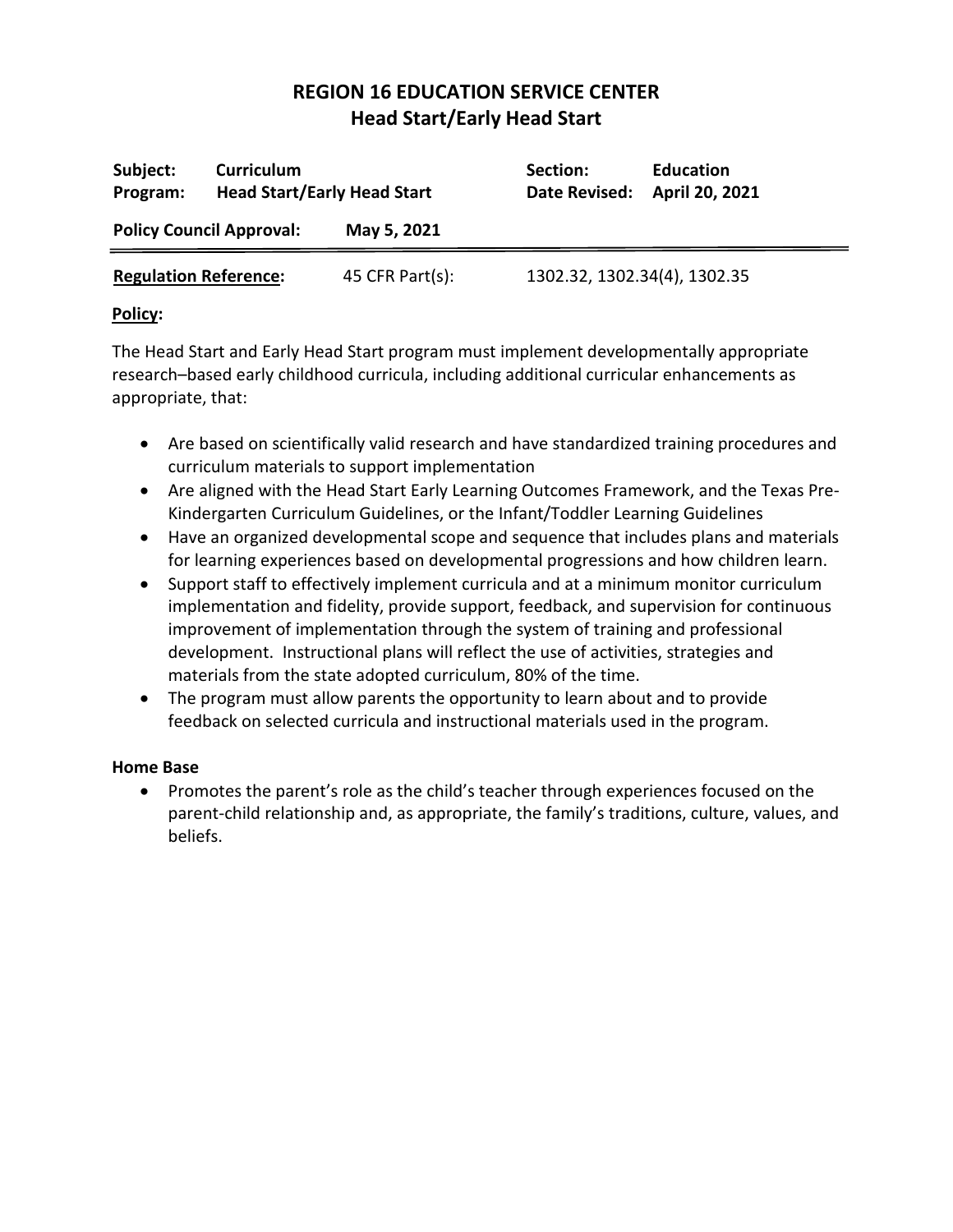# REGION 16 EDUCATION SERVICE CENTER
## Head Start/Early Head Start

| | | | |
|---|---|---|---|
| **Subject:** | **Curriculum** | **Section:** | **Education** |
| **Program:** | **Head Start/Early Head Start** | **Date Revised:** | **April 20, 2021** |

**Policy Council Approval:** **May 5, 2021**

**Regulation Reference:** 45 CFR Part(s): 1302.32, 1302.34(4), 1302.35

**Policy:**

The Head Start and Early Head Start program must implement developmentally appropriate research–based early childhood curricula, including additional curricular enhancements as appropriate, that:

- Are based on scientifically valid research and have standardized training procedures and curriculum materials to support implementation
- Are aligned with the Head Start Early Learning Outcomes Framework, and the Texas Pre-Kindergarten Curriculum Guidelines, or the Infant/Toddler Learning Guidelines
- Have an organized developmental scope and sequence that includes plans and materials for learning experiences based on developmental progressions and how children learn.
- Support staff to effectively implement curricula and at a minimum monitor curriculum implementation and fidelity, provide support, feedback, and supervision for continuous improvement of implementation through the system of training and professional development. Instructional plans will reflect the use of activities, strategies and materials from the state adopted curriculum, 80% of the time.
- The program must allow parents the opportunity to learn about and to provide feedback on selected curricula and instructional materials used in the program.

**Home Base**

- Promotes the parent's role as the child's teacher through experiences focused on the parent-child relationship and, as appropriate, the family's traditions, culture, values, and beliefs.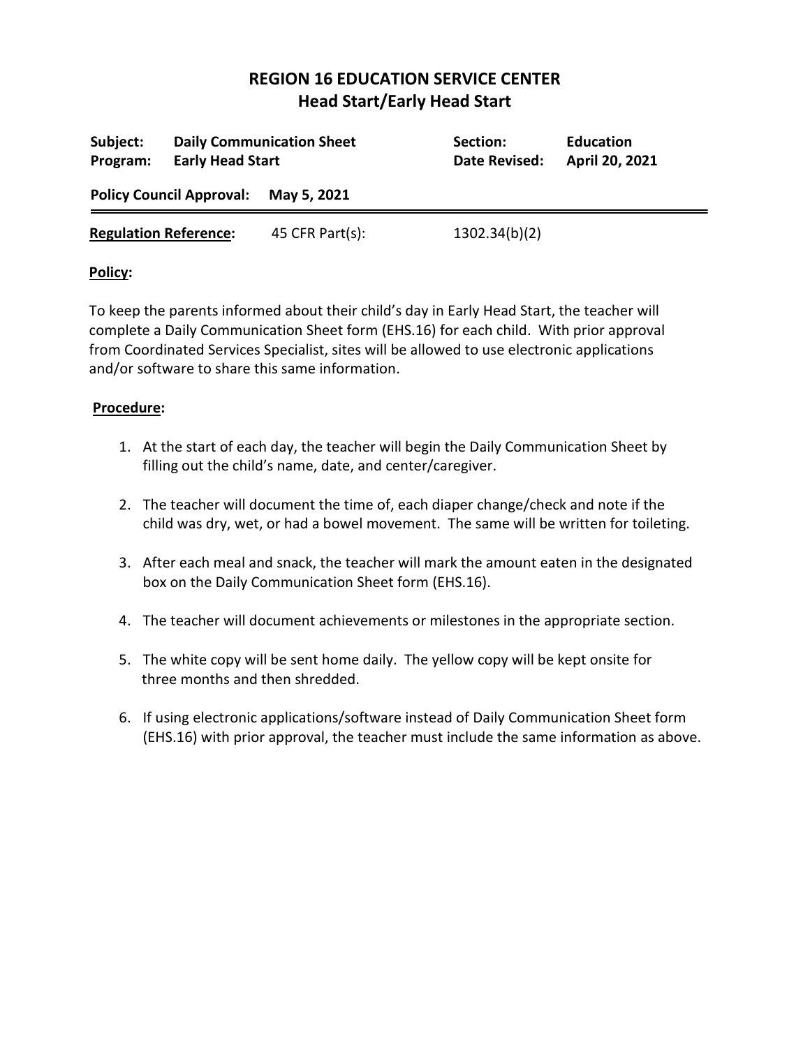# REGION 16 EDUCATION SERVICE CENTER
## Head Start/Early Head Start

| **Subject:** | **Daily Communication Sheet** | **Section:** | **Education** |
|---|---|---|---|
| **Program:** | **Early Head Start** | **Date Revised:** | **April 20, 2021** |

**Policy Council Approval:** **May 5, 2021**

**Regulation Reference:** 45 CFR Part(s): 1302.34(b)(2)

**Policy:**

To keep the parents informed about their child's day in Early Head Start, the teacher will complete a Daily Communication Sheet form (EHS.16) for each child. With prior approval from Coordinated Services Specialist, sites will be allowed to use electronic applications and/or software to share this same information.

**Procedure:**

1. At the start of each day, the teacher will begin the Daily Communication Sheet by filling out the child's name, date, and center/caregiver.
2. The teacher will document the time of, each diaper change/check and note if the child was dry, wet, or had a bowel movement. The same will be written for toileting.
3. After each meal and snack, the teacher will mark the amount eaten in the designated box on the Daily Communication Sheet form (EHS.16).
4. The teacher will document achievements or milestones in the appropriate section.
5. The white copy will be sent home daily. The yellow copy will be kept onsite for three months and then shredded.
6. If using electronic applications/software instead of Daily Communication Sheet form (EHS.16) with prior approval, the teacher must include the same information as above.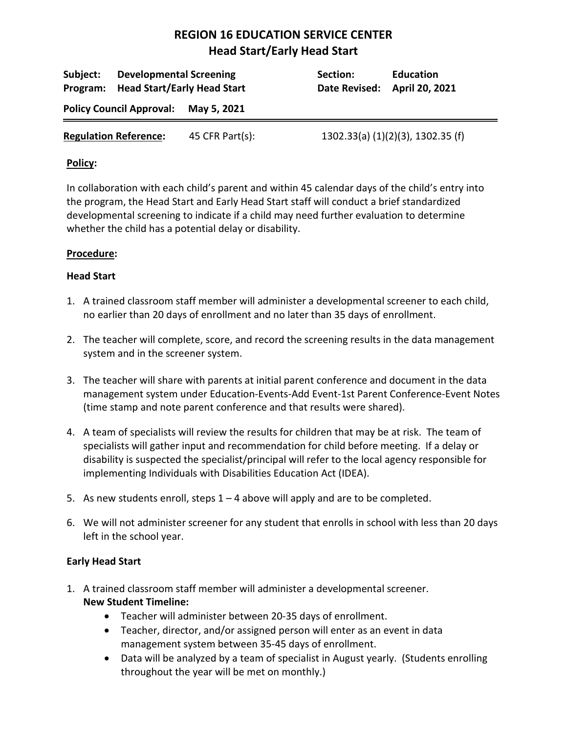# REGION 16 EDUCATION SERVICE CENTER
## Head Start/Early Head Start

| | | | |
|---|---|---|---|
| **Subject:** | **Developmental Screening** | **Section:** | **Education** |
| **Program:** | **Head Start/Early Head Start** | **Date Revised:** | **April 20, 2021** |

**Policy Council Approval:** **May 5, 2021**

**Regulation Reference:** 45 CFR Part(s): 1302.33(a) (1)(2)(3), 1302.35 (f)

**Policy:**

In collaboration with each child's parent and within 45 calendar days of the child's entry into the program, the Head Start and Early Head Start staff will conduct a brief standardized developmental screening to indicate if a child may need further evaluation to determine whether the child has a potential delay or disability.

**Procedure:**

**Head Start**

1. A trained classroom staff member will administer a developmental screener to each child, no earlier than 20 days of enrollment and no later than 35 days of enrollment.

2. The teacher will complete, score, and record the screening results in the data management system and in the screener system.

3. The teacher will share with parents at initial parent conference and document in the data management system under Education-Events-Add Event-1st Parent Conference-Event Notes (time stamp and note parent conference and that results were shared).

4. A team of specialists will review the results for children that may be at risk. The team of specialists will gather input and recommendation for child before meeting. If a delay or disability is suspected the specialist/principal will refer to the local agency responsible for implementing Individuals with Disabilities Education Act (IDEA).

5. As new students enroll, steps 1 – 4 above will apply and are to be completed.

6. We will not administer screener for any student that enrolls in school with less than 20 days left in the school year.

**Early Head Start**

1. A trained classroom staff member will administer a developmental screener.
   **New Student Timeline:**
   - Teacher will administer between 20-35 days of enrollment.
   - Teacher, director, and/or assigned person will enter as an event in data management system between 35-45 days of enrollment.
   - Data will be analyzed by a team of specialist in August yearly. (Students enrolling throughout the year will be met on monthly.)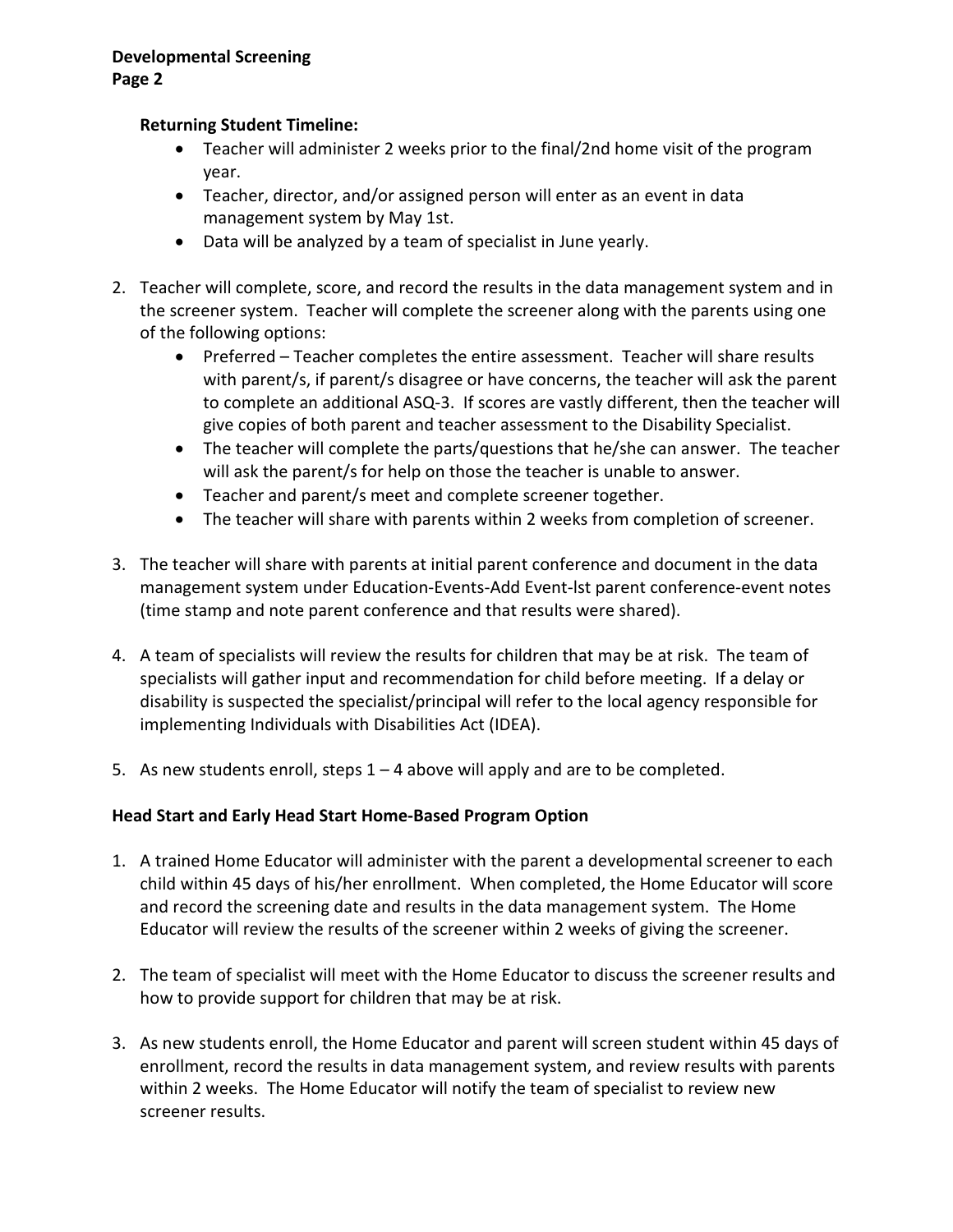**Returning Student Timeline:**

- Teacher will administer 2 weeks prior to the final/2nd home visit of the program year.
- Teacher, director, and/or assigned person will enter as an event in data management system by May 1st.
- Data will be analyzed by a team of specialist in June yearly.

2. Teacher will complete, score, and record the results in the data management system and in the screener system. Teacher will complete the screener along with the parents using one of the following options:
   - Preferred – Teacher completes the entire assessment. Teacher will share results with parent/s, if parent/s disagree or have concerns, the teacher will ask the parent to complete an additional ASQ-3. If scores are vastly different, then the teacher will give copies of both parent and teacher assessment to the Disability Specialist.
   - The teacher will complete the parts/questions that he/she can answer. The teacher will ask the parent/s for help on those the teacher is unable to answer.
   - Teacher and parent/s meet and complete screener together.
   - The teacher will share with parents within 2 weeks from completion of screener.

3. The teacher will share with parents at initial parent conference and document in the data management system under Education-Events-Add Event-lst parent conference-event notes (time stamp and note parent conference and that results were shared).

4. A team of specialists will review the results for children that may be at risk. The team of specialists will gather input and recommendation for child before meeting. If a delay or disability is suspected the specialist/principal will refer to the local agency responsible for implementing Individuals with Disabilities Act (IDEA).

5. As new students enroll, steps 1 – 4 above will apply and are to be completed.

**Head Start and Early Head Start Home-Based Program Option**

1. A trained Home Educator will administer with the parent a developmental screener to each child within 45 days of his/her enrollment. When completed, the Home Educator will score and record the screening date and results in the data management system. The Home Educator will review the results of the screener within 2 weeks of giving the screener.

2. The team of specialist will meet with the Home Educator to discuss the screener results and how to provide support for children that may be at risk.

3. As new students enroll, the Home Educator and parent will screen student within 45 days of enrollment, record the results in data management system, and review results with parents within 2 weeks. The Home Educator will notify the team of specialist to review new screener results.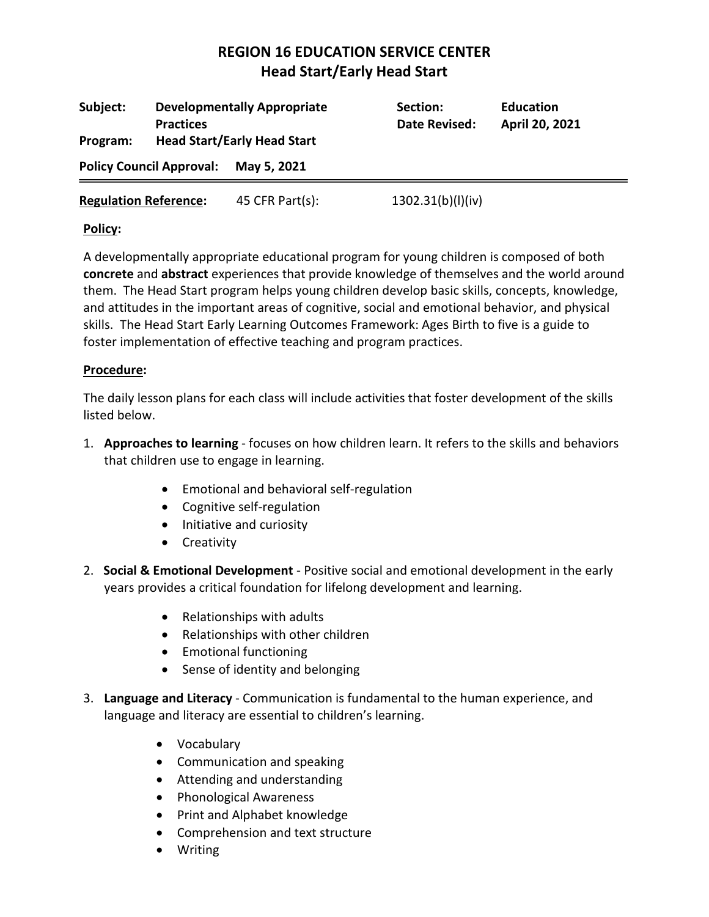# REGION 16 EDUCATION SERVICE CENTER
## Head Start/Early Head Start

| | | | |
|---|---|---|---|
| **Subject:** | **Developmentally Appropriate Practices** | **Section:** | **Education** |
| **Program:** | **Head Start/Early Head Start** | **Date Revised:** | **April 20, 2021** |

**Policy Council Approval:** **May 5, 2021**

**Regulation Reference:** 45 CFR Part(s): 1302.31(b)(l)(iv)

**Policy:**

A developmentally appropriate educational program for young children is composed of both **concrete** and **abstract** experiences that provide knowledge of themselves and the world around them. The Head Start program helps young children develop basic skills, concepts, knowledge, and attitudes in the important areas of cognitive, social and emotional behavior, and physical skills. The Head Start Early Learning Outcomes Framework: Ages Birth to five is a guide to foster implementation of effective teaching and program practices.

**Procedure:**

The daily lesson plans for each class will include activities that foster development of the skills listed below.

1. **Approaches to learning** - focuses on how children learn. It refers to the skills and behaviors that children use to engage in learning.
   - Emotional and behavioral self-regulation
   - Cognitive self-regulation
   - Initiative and curiosity
   - Creativity
2. **Social & Emotional Development** - Positive social and emotional development in the early years provides a critical foundation for lifelong development and learning.
   - Relationships with adults
   - Relationships with other children
   - Emotional functioning
   - Sense of identity and belonging
3. **Language and Literacy** - Communication is fundamental to the human experience, and language and literacy are essential to children's learning.
   - Vocabulary
   - Communication and speaking
   - Attending and understanding
   - Phonological Awareness
   - Print and Alphabet knowledge
   - Comprehension and text structure
   - Writing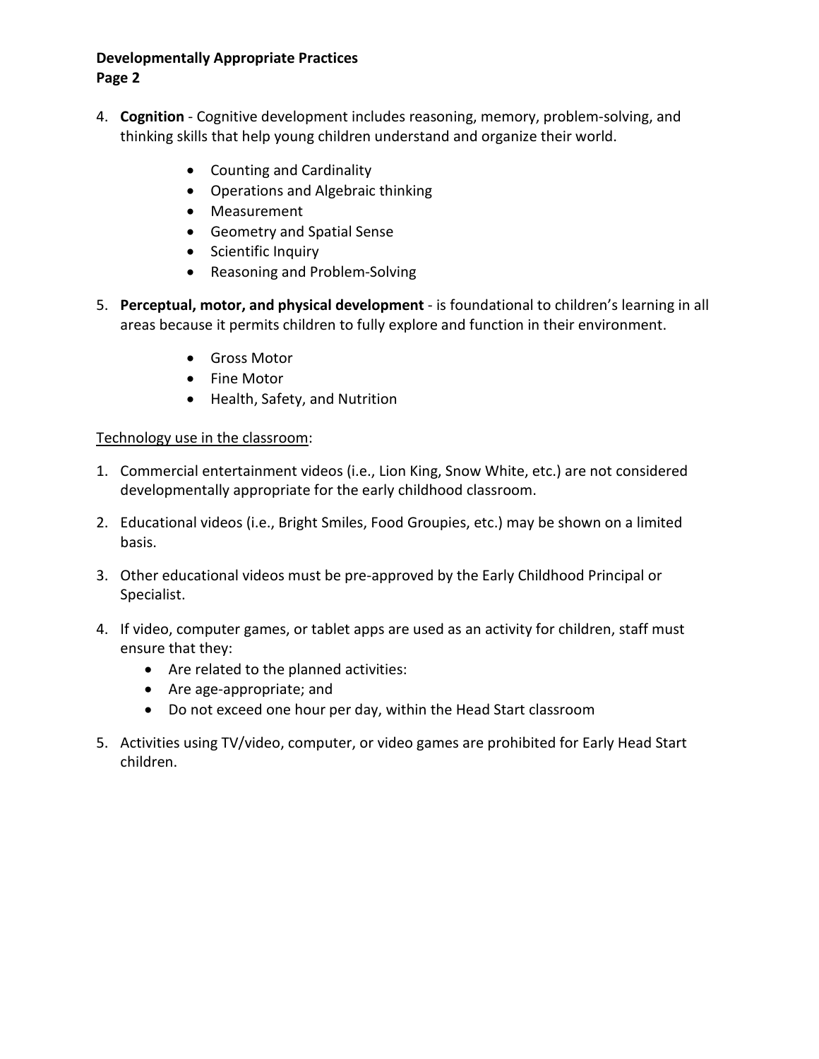4. **Cognition** - Cognitive development includes reasoning, memory, problem-solving, and thinking skills that help young children understand and organize their world.

    - Counting and Cardinality
    - Operations and Algebraic thinking
    - Measurement
    - Geometry and Spatial Sense
    - Scientific Inquiry
    - Reasoning and Problem-Solving

5. **Perceptual, motor, and physical development** - is foundational to children's learning in all areas because it permits children to fully explore and function in their environment.

    - Gross Motor
    - Fine Motor
    - Health, Safety, and Nutrition

<u>Technology use in the classroom</u>:

1. Commercial entertainment videos (i.e., Lion King, Snow White, etc.) are not considered developmentally appropriate for the early childhood classroom.

2. Educational videos (i.e., Bright Smiles, Food Groupies, etc.) may be shown on a limited basis.

3. Other educational videos must be pre-approved by the Early Childhood Principal or Specialist.

4. If video, computer games, or tablet apps are used as an activity for children, staff must ensure that they:
    - Are related to the planned activities:
    - Are age-appropriate; and
    - Do not exceed one hour per day, within the Head Start classroom

5. Activities using TV/video, computer, or video games are prohibited for Early Head Start children.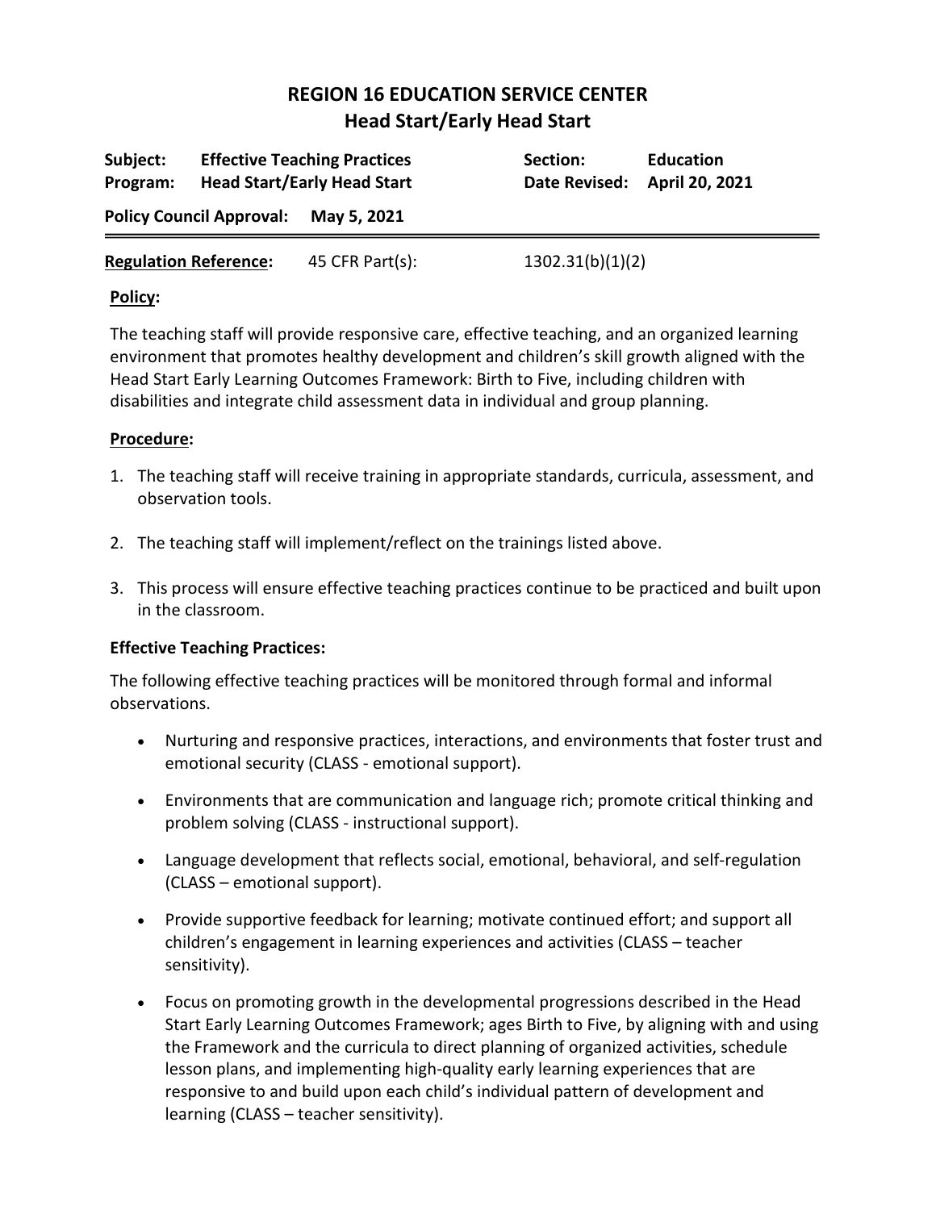# REGION 16 EDUCATION SERVICE CENTER
## Head Start/Early Head Start

| | | | |
|---|---|---|---|
| **Subject:** | **Effective Teaching Practices** | **Section:** | **Education** |
| **Program:** | **Head Start/Early Head Start** | **Date Revised:** | **April 20, 2021** |

**Policy Council Approval: May 5, 2021**

---

**Regulation Reference:** 45 CFR Part(s): 1302.31(b)(1)(2)

**Policy:**

The teaching staff will provide responsive care, effective teaching, and an organized learning environment that promotes healthy development and children's skill growth aligned with the Head Start Early Learning Outcomes Framework: Birth to Five, including children with disabilities and integrate child assessment data in individual and group planning.

**Procedure:**

1. The teaching staff will receive training in appropriate standards, curricula, assessment, and observation tools.

2. The teaching staff will implement/reflect on the trainings listed above.

3. This process will ensure effective teaching practices continue to be practiced and built upon in the classroom.

**Effective Teaching Practices:**

The following effective teaching practices will be monitored through formal and informal observations.

- Nurturing and responsive practices, interactions, and environments that foster trust and emotional security (CLASS - emotional support).

- Environments that are communication and language rich; promote critical thinking and problem solving (CLASS - instructional support).

- Language development that reflects social, emotional, behavioral, and self-regulation (CLASS – emotional support).

- Provide supportive feedback for learning; motivate continued effort; and support all children's engagement in learning experiences and activities (CLASS – teacher sensitivity).

- Focus on promoting growth in the developmental progressions described in the Head Start Early Learning Outcomes Framework; ages Birth to Five, by aligning with and using the Framework and the curricula to direct planning of organized activities, schedule lesson plans, and implementing high-quality early learning experiences that are responsive to and build upon each child's individual pattern of development and learning (CLASS – teacher sensitivity).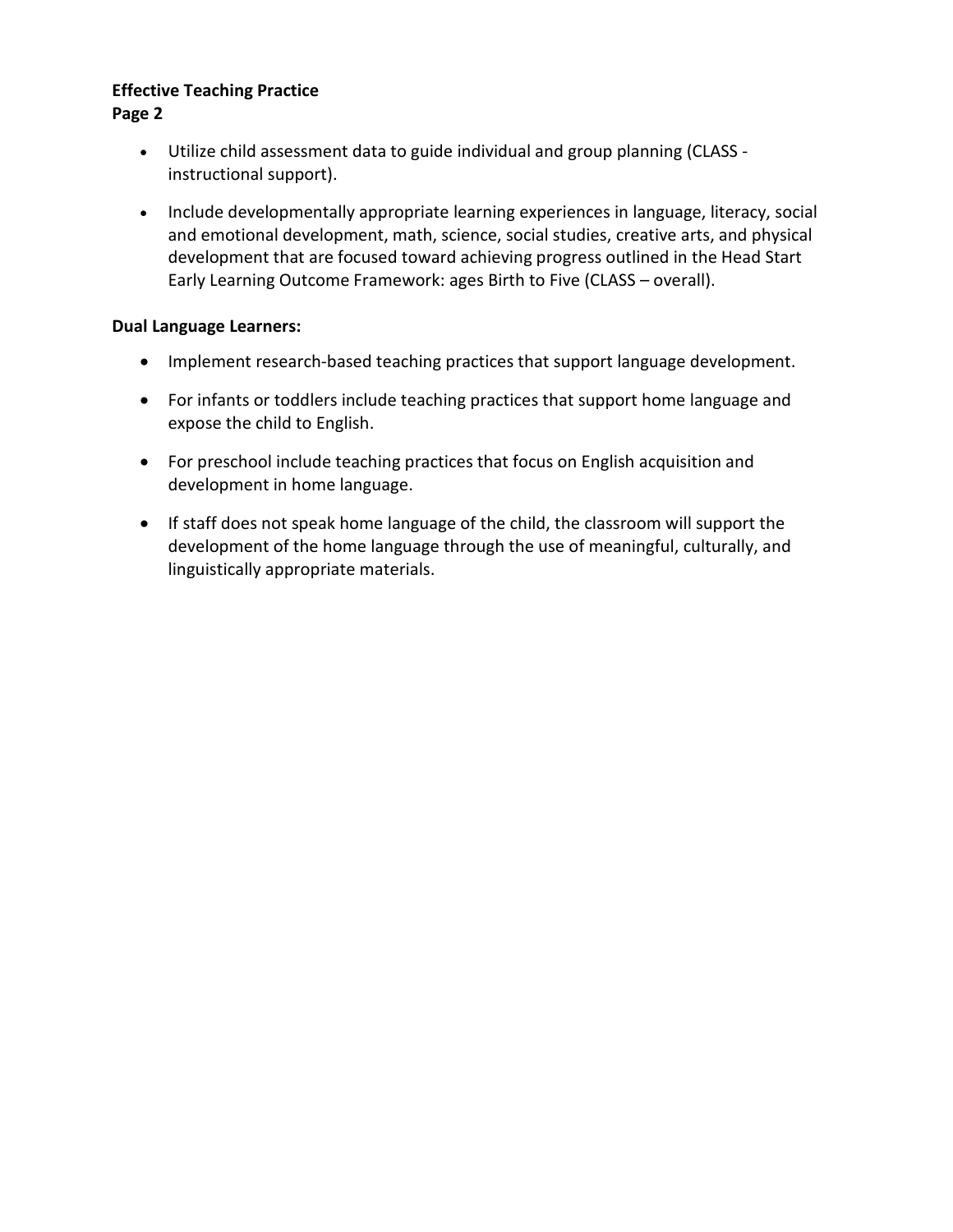- Utilize child assessment data to guide individual and group planning (CLASS - instructional support).
- Include developmentally appropriate learning experiences in language, literacy, social and emotional development, math, science, social studies, creative arts, and physical development that are focused toward achieving progress outlined in the Head Start Early Learning Outcome Framework: ages Birth to Five (CLASS – overall).

**Dual Language Learners:**

- Implement research-based teaching practices that support language development.
- For infants or toddlers include teaching practices that support home language and expose the child to English.
- For preschool include teaching practices that focus on English acquisition and development in home language.
- If staff does not speak home language of the child, the classroom will support the development of the home language through the use of meaningful, culturally, and linguistically appropriate materials.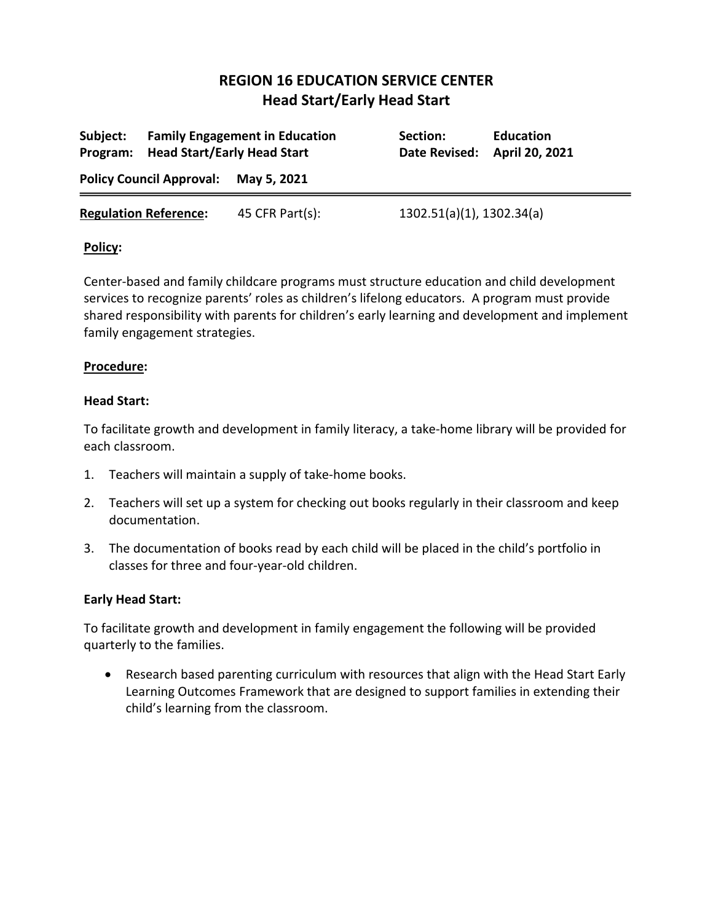# REGION 16 EDUCATION SERVICE CENTER
## Head Start/Early Head Start

| | | | |
|---|---|---|---|
| **Subject:** | **Family Engagement in Education** | **Section:** | **Education** |
| **Program:** | **Head Start/Early Head Start** | **Date Revised:** | **April 20, 2021** |

**Policy Council Approval:** **May 5, 2021**

**Regulation Reference:** 45 CFR Part(s): 1302.51(a)(1), 1302.34(a)

**Policy:**

Center-based and family childcare programs must structure education and child development services to recognize parents' roles as children's lifelong educators. A program must provide shared responsibility with parents for children's early learning and development and implement family engagement strategies.

**Procedure:**

**Head Start:**

To facilitate growth and development in family literacy, a take-home library will be provided for each classroom.

1. Teachers will maintain a supply of take-home books.
2. Teachers will set up a system for checking out books regularly in their classroom and keep documentation.
3. The documentation of books read by each child will be placed in the child's portfolio in classes for three and four-year-old children.

**Early Head Start:**

To facilitate growth and development in family engagement the following will be provided quarterly to the families.

- Research based parenting curriculum with resources that align with the Head Start Early Learning Outcomes Framework that are designed to support families in extending their child's learning from the classroom.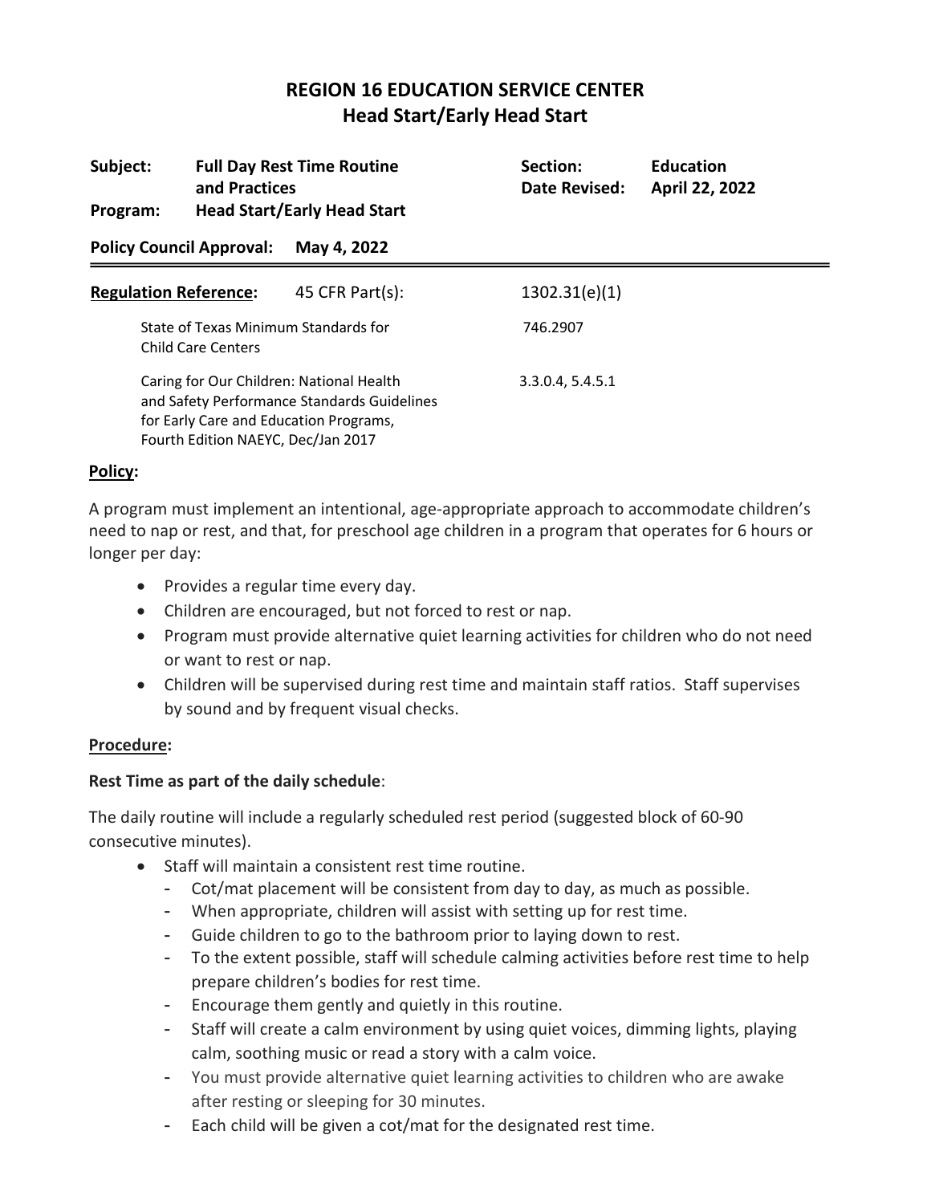## REGION 16 EDUCATION SERVICE CENTER
## Head Start/Early Head Start

| | | | |
|---|---|---|---|
| **Subject:** | **Full Day Rest Time Routine and Practices** | **Section:** | **Education** |
| **Program:** | **Head Start/Early Head Start** | **Date Revised:** | **April 22, 2022** |

**Policy Council Approval:** **May 4, 2022**

| | | |
|---|---|---|
| **Regulation Reference:** | 45 CFR Part(s): | 1302.31(e)(1) |
| State of Texas Minimum Standards for Child Care Centers | | 746.2907 |
| Caring for Our Children: National Health and Safety Performance Standards Guidelines for Early Care and Education Programs, Fourth Edition NAEYC, Dec/Jan 2017 | | 3.3.0.4, 5.4.5.1 |

**Policy:**

A program must implement an intentional, age-appropriate approach to accommodate children's need to nap or rest, and that, for preschool age children in a program that operates for 6 hours or longer per day:

- Provides a regular time every day.
- Children are encouraged, but not forced to rest or nap.
- Program must provide alternative quiet learning activities for children who do not need or want to rest or nap.
- Children will be supervised during rest time and maintain staff ratios. Staff supervises by sound and by frequent visual checks.

**Procedure:**

**Rest Time as part of the daily schedule**:

The daily routine will include a regularly scheduled rest period (suggested block of 60-90 consecutive minutes).

- Staff will maintain a consistent rest time routine.
  - Cot/mat placement will be consistent from day to day, as much as possible.
  - When appropriate, children will assist with setting up for rest time.
  - Guide children to go to the bathroom prior to laying down to rest.
  - To the extent possible, staff will schedule calming activities before rest time to help prepare children's bodies for rest time.
  - Encourage them gently and quietly in this routine.
  - Staff will create a calm environment by using quiet voices, dimming lights, playing calm, soothing music or read a story with a calm voice.
  - You must provide alternative quiet learning activities to children who are awake after resting or sleeping for 30 minutes.
  - Each child will be given a cot/mat for the designated rest time.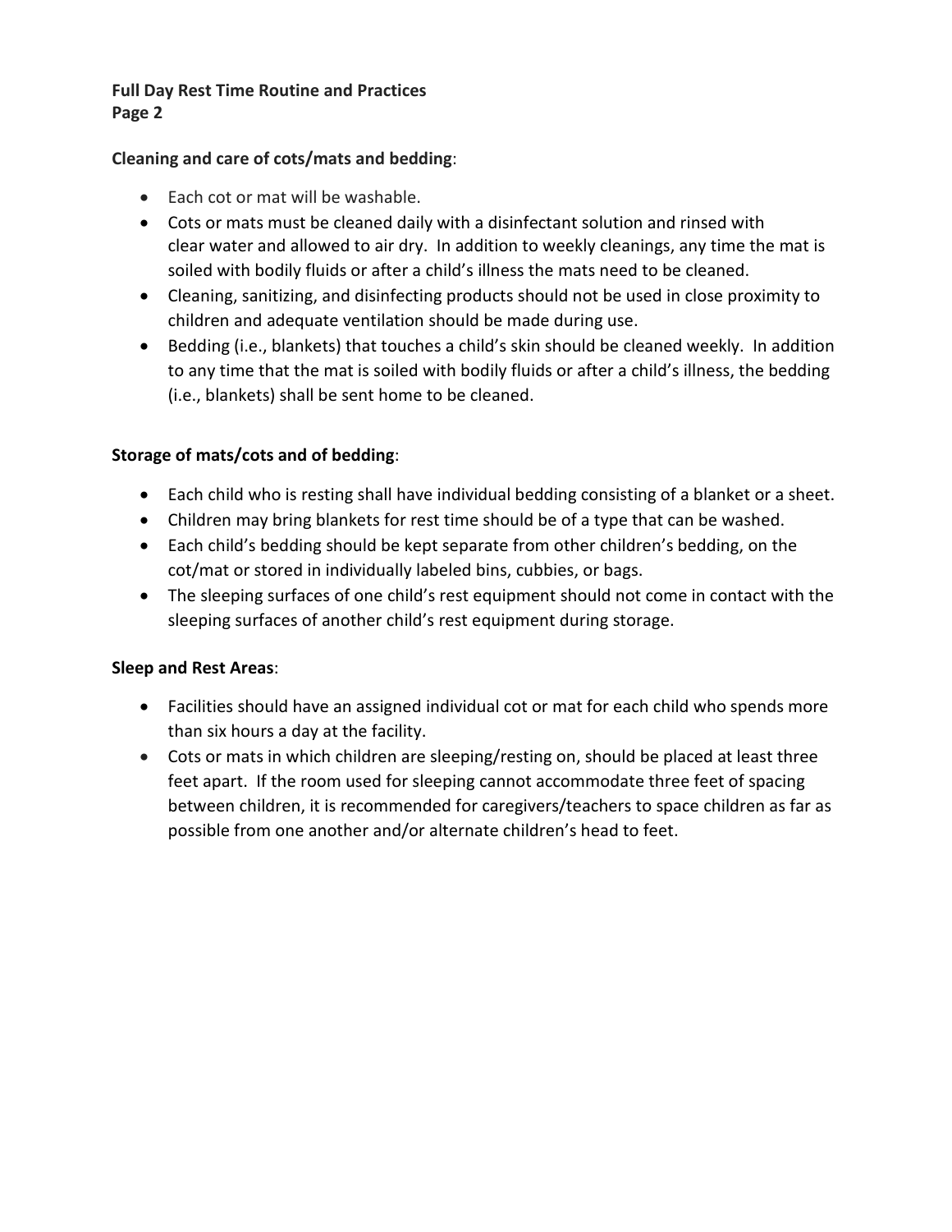**Full Day Rest Time Routine and Practices**
**Page 2**

**Cleaning and care of cots/mats and bedding**:

- Each cot or mat will be washable.
- Cots or mats must be cleaned daily with a disinfectant solution and rinsed with clear water and allowed to air dry. In addition to weekly cleanings, any time the mat is soiled with bodily fluids or after a child's illness the mats need to be cleaned.
- Cleaning, sanitizing, and disinfecting products should not be used in close proximity to children and adequate ventilation should be made during use.
- Bedding (i.e., blankets) that touches a child's skin should be cleaned weekly. In addition to any time that the mat is soiled with bodily fluids or after a child's illness, the bedding (i.e., blankets) shall be sent home to be cleaned.

**Storage of mats/cots and of bedding**:

- Each child who is resting shall have individual bedding consisting of a blanket or a sheet.
- Children may bring blankets for rest time should be of a type that can be washed.
- Each child's bedding should be kept separate from other children's bedding, on the cot/mat or stored in individually labeled bins, cubbies, or bags.
- The sleeping surfaces of one child's rest equipment should not come in contact with the sleeping surfaces of another child's rest equipment during storage.

**Sleep and Rest Areas**:

- Facilities should have an assigned individual cot or mat for each child who spends more than six hours a day at the facility.
- Cots or mats in which children are sleeping/resting on, should be placed at least three feet apart. If the room used for sleeping cannot accommodate three feet of spacing between children, it is recommended for caregivers/teachers to space children as far as possible from one another and/or alternate children's head to feet.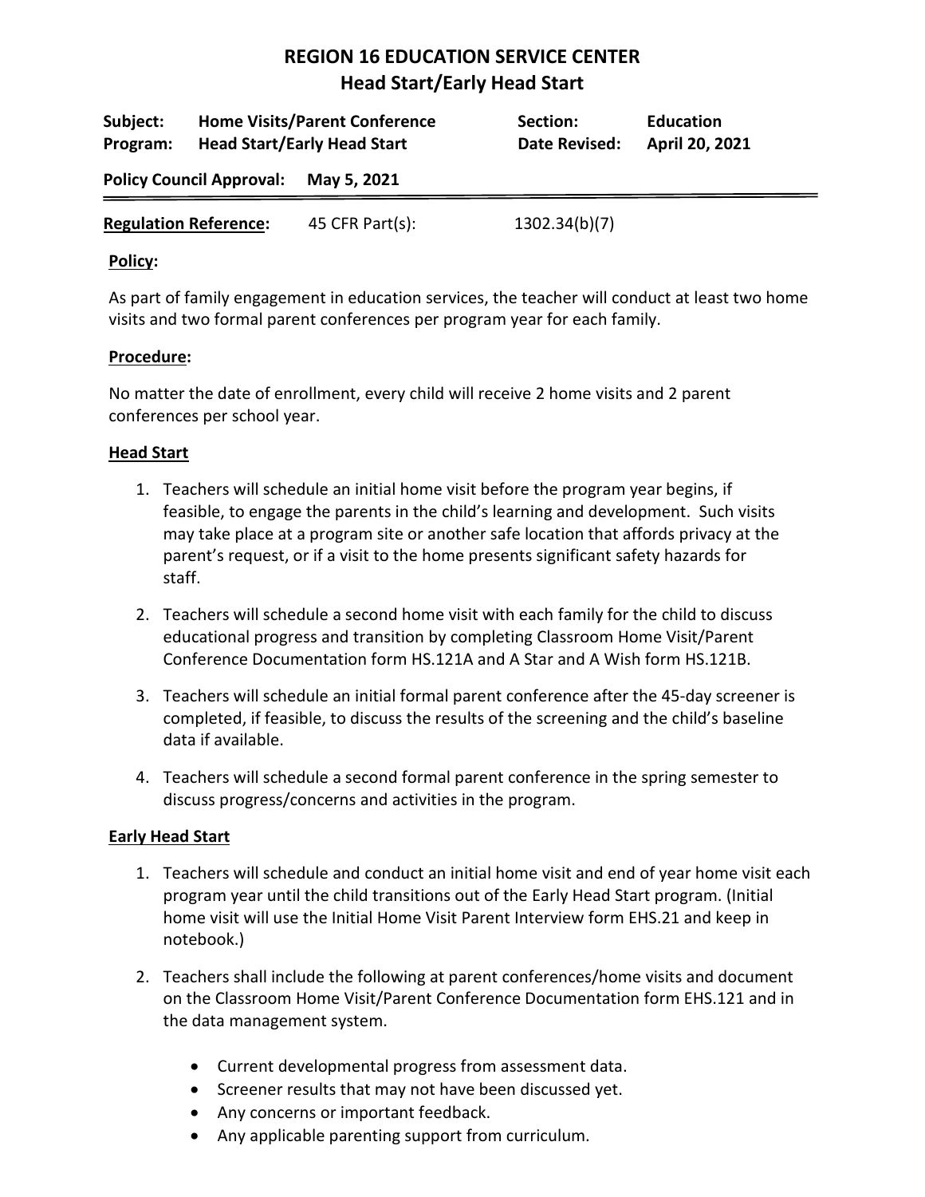# REGION 16 EDUCATION SERVICE CENTER
## Head Start/Early Head Start

| | | | |
|---|---|---|---|
| **Subject:** | **Home Visits/Parent Conference** | **Section:** | **Education** |
| **Program:** | **Head Start/Early Head Start** | **Date Revised:** | **April 20, 2021** |

**Policy Council Approval:** **May 5, 2021**

**Regulation Reference:** 45 CFR Part(s): 1302.34(b)(7)

**Policy:**

As part of family engagement in education services, the teacher will conduct at least two home visits and two formal parent conferences per program year for each family.

**Procedure:**

No matter the date of enrollment, every child will receive 2 home visits and 2 parent conferences per school year.

**Head Start**

1. Teachers will schedule an initial home visit before the program year begins, if feasible, to engage the parents in the child's learning and development. Such visits may take place at a program site or another safe location that affords privacy at the parent's request, or if a visit to the home presents significant safety hazards for staff.
2. Teachers will schedule a second home visit with each family for the child to discuss educational progress and transition by completing Classroom Home Visit/Parent Conference Documentation form HS.121A and A Star and A Wish form HS.121B.
3. Teachers will schedule an initial formal parent conference after the 45-day screener is completed, if feasible, to discuss the results of the screening and the child's baseline data if available.
4. Teachers will schedule a second formal parent conference in the spring semester to discuss progress/concerns and activities in the program.

**Early Head Start**

1. Teachers will schedule and conduct an initial home visit and end of year home visit each program year until the child transitions out of the Early Head Start program. (Initial home visit will use the Initial Home Visit Parent Interview form EHS.21 and keep in notebook.)
2. Teachers shall include the following at parent conferences/home visits and document on the Classroom Home Visit/Parent Conference Documentation form EHS.121 and in the data management system.
   - Current developmental progress from assessment data.
   - Screener results that may not have been discussed yet.
   - Any concerns or important feedback.
   - Any applicable parenting support from curriculum.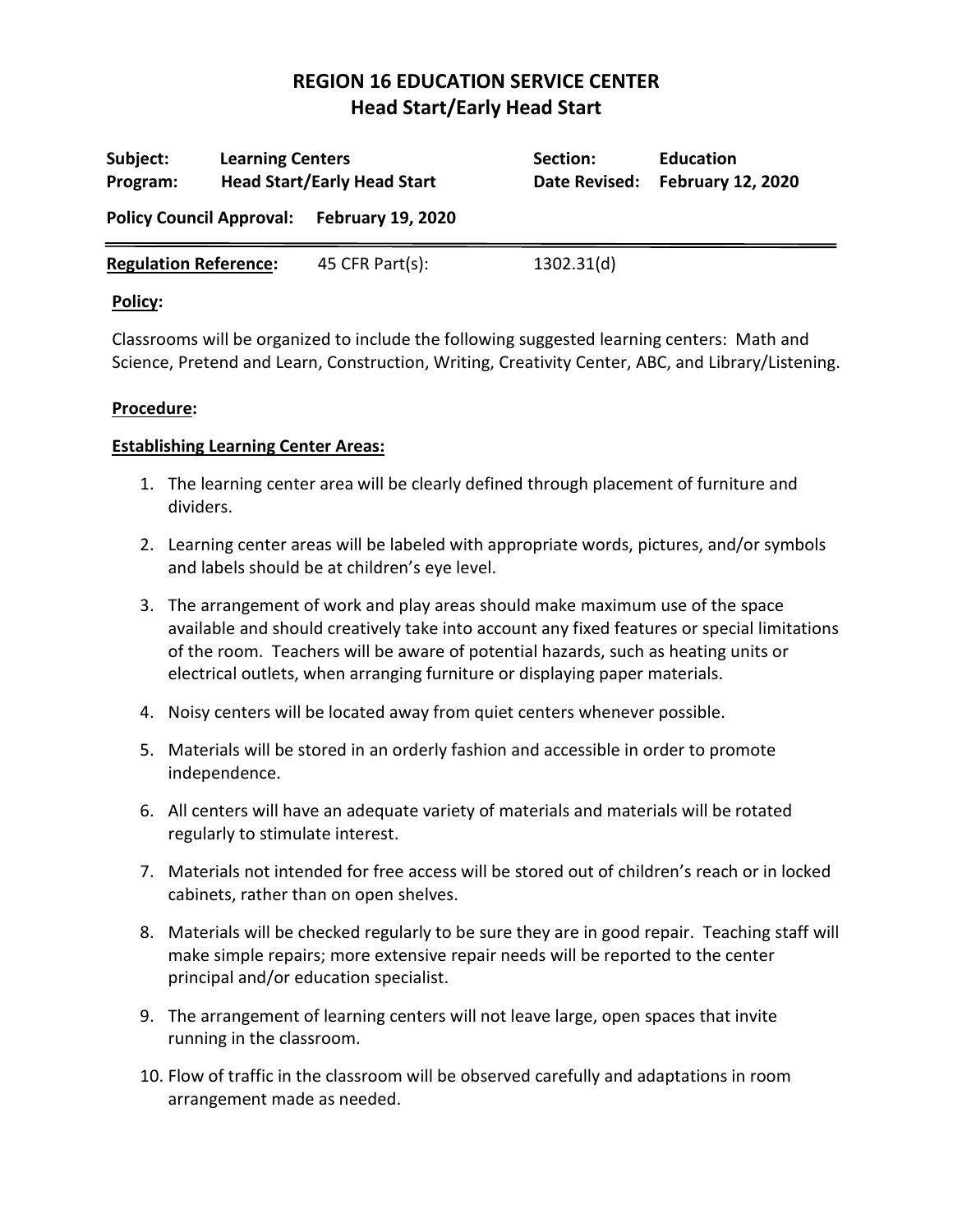# REGION 16 EDUCATION SERVICE CENTER
## Head Start/Early Head Start

| | | | |
|---|---|---|---|
| **Subject:** | **Learning Centers** | **Section:** | **Education** |
| **Program:** | **Head Start/Early Head Start** | **Date Revised:** | **February 12, 2020** |

**Policy Council Approval:** **February 19, 2020**

**Regulation Reference:** 45 CFR Part(s): 1302.31(d)

**Policy:**

Classrooms will be organized to include the following suggested learning centers: Math and Science, Pretend and Learn, Construction, Writing, Creativity Center, ABC, and Library/Listening.

**Procedure:**

**Establishing Learning Center Areas:**

1. The learning center area will be clearly defined through placement of furniture and dividers.
2. Learning center areas will be labeled with appropriate words, pictures, and/or symbols and labels should be at children's eye level.
3. The arrangement of work and play areas should make maximum use of the space available and should creatively take into account any fixed features or special limitations of the room. Teachers will be aware of potential hazards, such as heating units or electrical outlets, when arranging furniture or displaying paper materials.
4. Noisy centers will be located away from quiet centers whenever possible.
5. Materials will be stored in an orderly fashion and accessible in order to promote independence.
6. All centers will have an adequate variety of materials and materials will be rotated regularly to stimulate interest.
7. Materials not intended for free access will be stored out of children's reach or in locked cabinets, rather than on open shelves.
8. Materials will be checked regularly to be sure they are in good repair. Teaching staff will make simple repairs; more extensive repair needs will be reported to the center principal and/or education specialist.
9. The arrangement of learning centers will not leave large, open spaces that invite running in the classroom.
10. Flow of traffic in the classroom will be observed carefully and adaptations in room arrangement made as needed.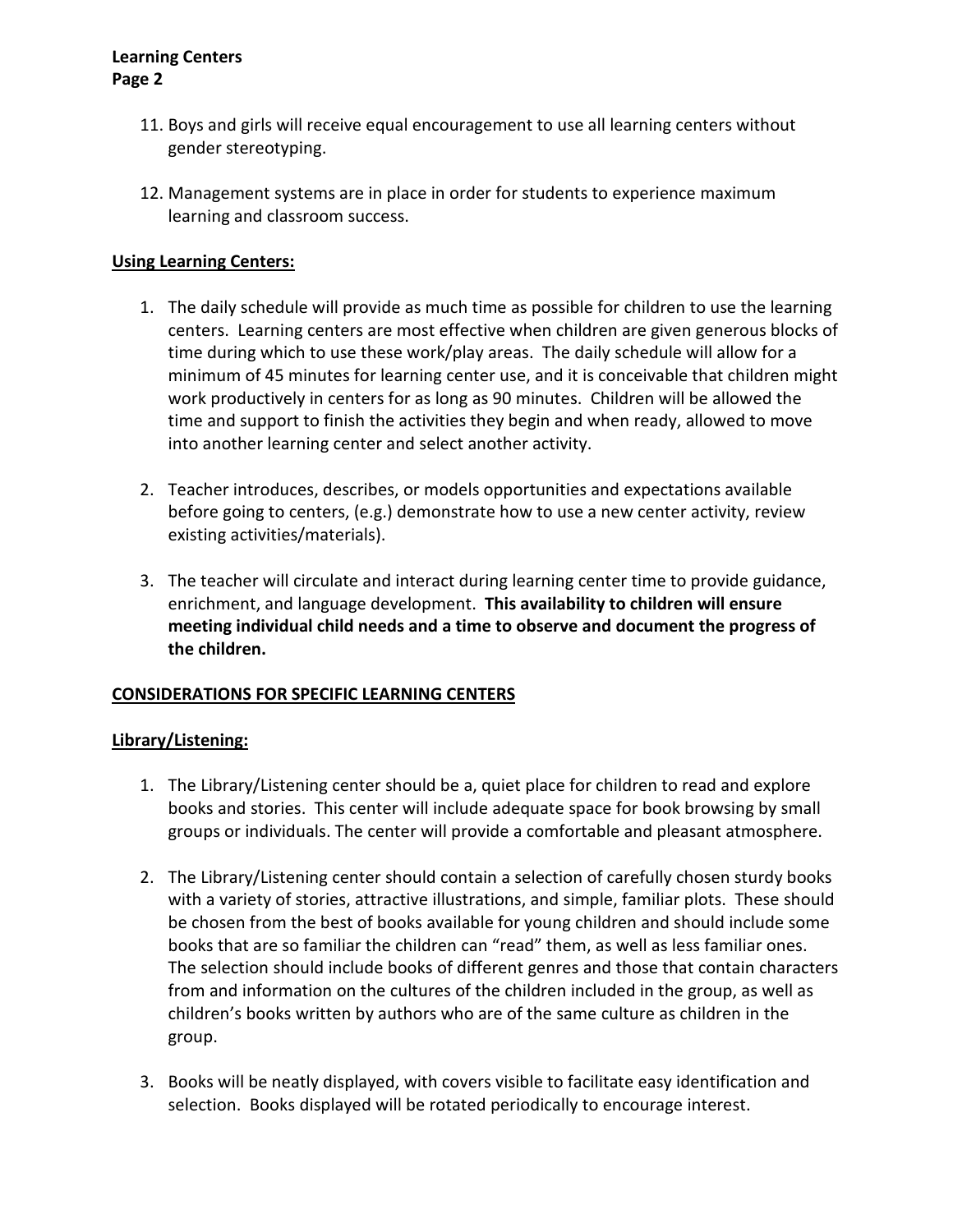11. Boys and girls will receive equal encouragement to use all learning centers without gender stereotyping.

12. Management systems are in place in order for students to experience maximum learning and classroom success.

## Using Learning Centers:

1. The daily schedule will provide as much time as possible for children to use the learning centers. Learning centers are most effective when children are given generous blocks of time during which to use these work/play areas. The daily schedule will allow for a minimum of 45 minutes for learning center use, and it is conceivable that children might work productively in centers for as long as 90 minutes. Children will be allowed the time and support to finish the activities they begin and when ready, allowed to move into another learning center and select another activity.

2. Teacher introduces, describes, or models opportunities and expectations available before going to centers, (e.g.) demonstrate how to use a new center activity, review existing activities/materials).

3. The teacher will circulate and interact during learning center time to provide guidance, enrichment, and language development. **This availability to children will ensure meeting individual child needs and a time to observe and document the progress of the children.**

## CONSIDERATIONS FOR SPECIFIC LEARNING CENTERS

### Library/Listening:

1. The Library/Listening center should be a, quiet place for children to read and explore books and stories. This center will include adequate space for book browsing by small groups or individuals. The center will provide a comfortable and pleasant atmosphere.

2. The Library/Listening center should contain a selection of carefully chosen sturdy books with a variety of stories, attractive illustrations, and simple, familiar plots. These should be chosen from the best of books available for young children and should include some books that are so familiar the children can "read" them, as well as less familiar ones. The selection should include books of different genres and those that contain characters from and information on the cultures of the children included in the group, as well as children's books written by authors who are of the same culture as children in the group.

3. Books will be neatly displayed, with covers visible to facilitate easy identification and selection. Books displayed will be rotated periodically to encourage interest.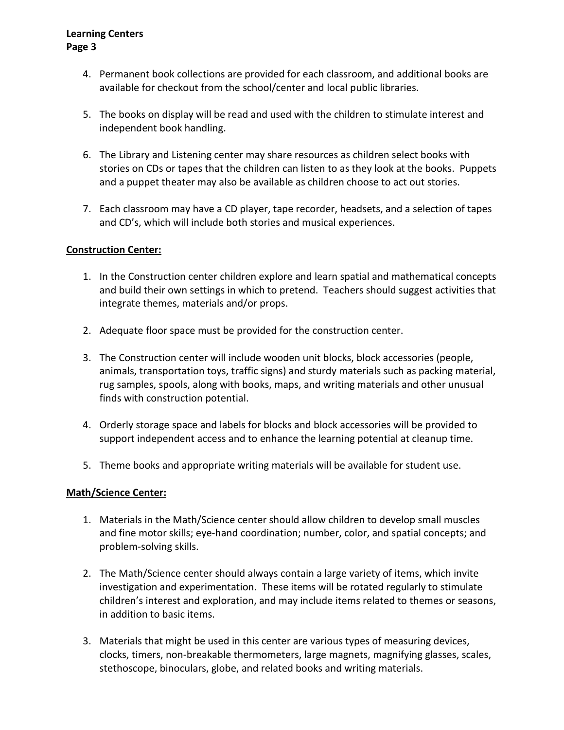4. Permanent book collections are provided for each classroom, and additional books are available for checkout from the school/center and local public libraries.

5. The books on display will be read and used with the children to stimulate interest and independent book handling.

6. The Library and Listening center may share resources as children select books with stories on CDs or tapes that the children can listen to as they look at the books. Puppets and a puppet theater may also be available as children choose to act out stories.

7. Each classroom may have a CD player, tape recorder, headsets, and a selection of tapes and CD's, which will include both stories and musical experiences.

**<u>Construction Center:</u>**

1. In the Construction center children explore and learn spatial and mathematical concepts and build their own settings in which to pretend. Teachers should suggest activities that integrate themes, materials and/or props.

2. Adequate floor space must be provided for the construction center.

3. The Construction center will include wooden unit blocks, block accessories (people, animals, transportation toys, traffic signs) and sturdy materials such as packing material, rug samples, spools, along with books, maps, and writing materials and other unusual finds with construction potential.

4. Orderly storage space and labels for blocks and block accessories will be provided to support independent access and to enhance the learning potential at cleanup time.

5. Theme books and appropriate writing materials will be available for student use.

**<u>Math/Science Center:</u>**

1. Materials in the Math/Science center should allow children to develop small muscles and fine motor skills; eye-hand coordination; number, color, and spatial concepts; and problem-solving skills.

2. The Math/Science center should always contain a large variety of items, which invite investigation and experimentation. These items will be rotated regularly to stimulate children's interest and exploration, and may include items related to themes or seasons, in addition to basic items.

3. Materials that might be used in this center are various types of measuring devices, clocks, timers, non-breakable thermometers, large magnets, magnifying glasses, scales, stethoscope, binoculars, globe, and related books and writing materials.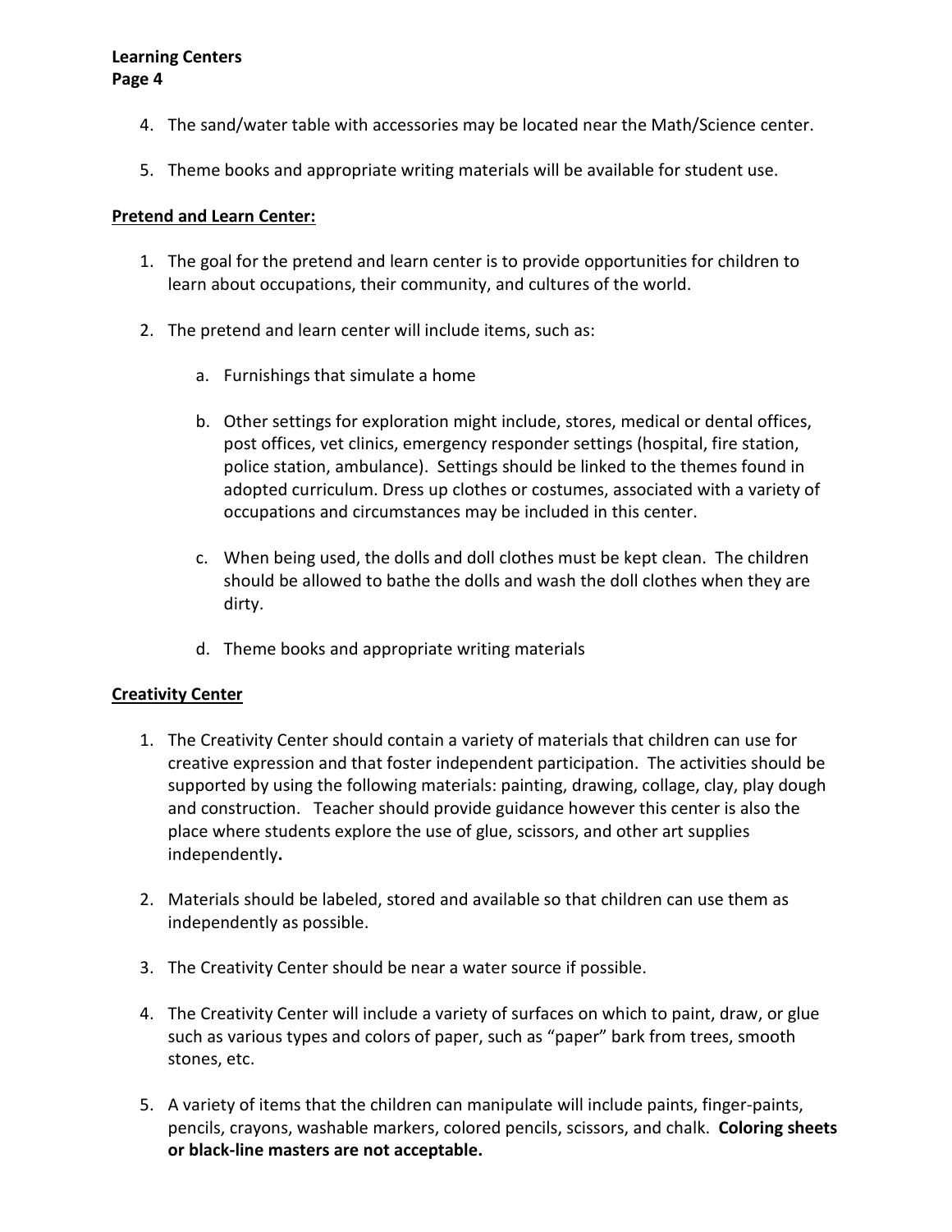4. The sand/water table with accessories may be located near the Math/Science center.

5. Theme books and appropriate writing materials will be available for student use.

**Pretend and Learn Center:**

1. The goal for the pretend and learn center is to provide opportunities for children to learn about occupations, their community, and cultures of the world.

2. The pretend and learn center will include items, such as:

   a. Furnishings that simulate a home

   b. Other settings for exploration might include, stores, medical or dental offices, post offices, vet clinics, emergency responder settings (hospital, fire station, police station, ambulance). Settings should be linked to the themes found in adopted curriculum. Dress up clothes or costumes, associated with a variety of occupations and circumstances may be included in this center.

   c. When being used, the dolls and doll clothes must be kept clean. The children should be allowed to bathe the dolls and wash the doll clothes when they are dirty.

   d. Theme books and appropriate writing materials

**Creativity Center**

1. The Creativity Center should contain a variety of materials that children can use for creative expression and that foster independent participation. The activities should be supported by using the following materials: painting, drawing, collage, clay, play dough and construction. Teacher should provide guidance however this center is also the place where students explore the use of glue, scissors, and other art supplies independently**.**

2. Materials should be labeled, stored and available so that children can use them as independently as possible.

3. The Creativity Center should be near a water source if possible.

4. The Creativity Center will include a variety of surfaces on which to paint, draw, or glue such as various types and colors of paper, such as "paper" bark from trees, smooth stones, etc.

5. A variety of items that the children can manipulate will include paints, finger-paints, pencils, crayons, washable markers, colored pencils, scissors, and chalk. **Coloring sheets or black-line masters are not acceptable.**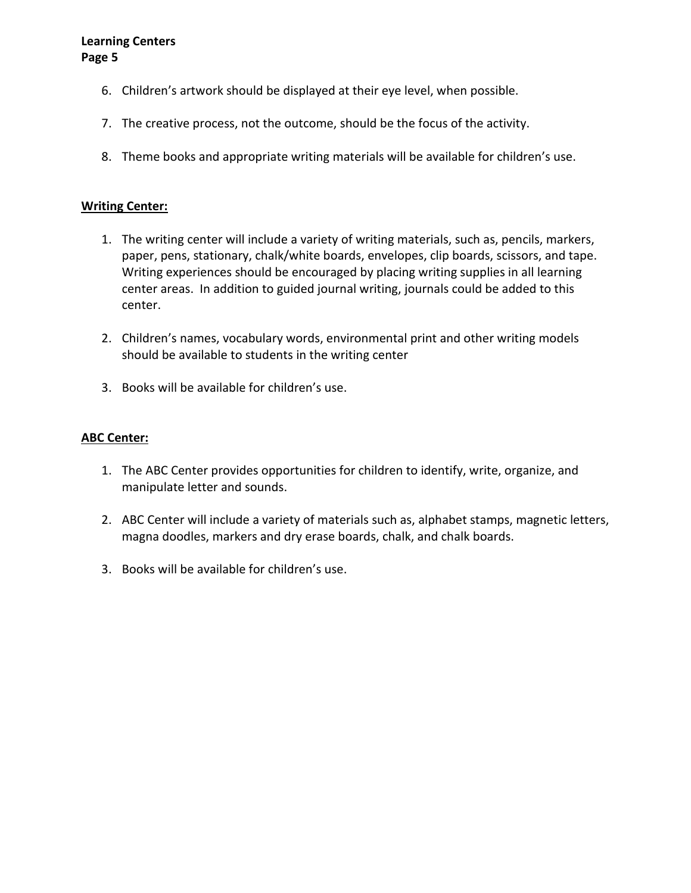6. Children's artwork should be displayed at their eye level, when possible.

7. The creative process, not the outcome, should be the focus of the activity.

8. Theme books and appropriate writing materials will be available for children's use.

**Writing Center:**

1. The writing center will include a variety of writing materials, such as, pencils, markers, paper, pens, stationary, chalk/white boards, envelopes, clip boards, scissors, and tape. Writing experiences should be encouraged by placing writing supplies in all learning center areas. In addition to guided journal writing, journals could be added to this center.

2. Children's names, vocabulary words, environmental print and other writing models should be available to students in the writing center

3. Books will be available for children's use.

**ABC Center:**

1. The ABC Center provides opportunities for children to identify, write, organize, and manipulate letter and sounds.

2. ABC Center will include a variety of materials such as, alphabet stamps, magnetic letters, magna doodles, markers and dry erase boards, chalk, and chalk boards.

3. Books will be available for children's use.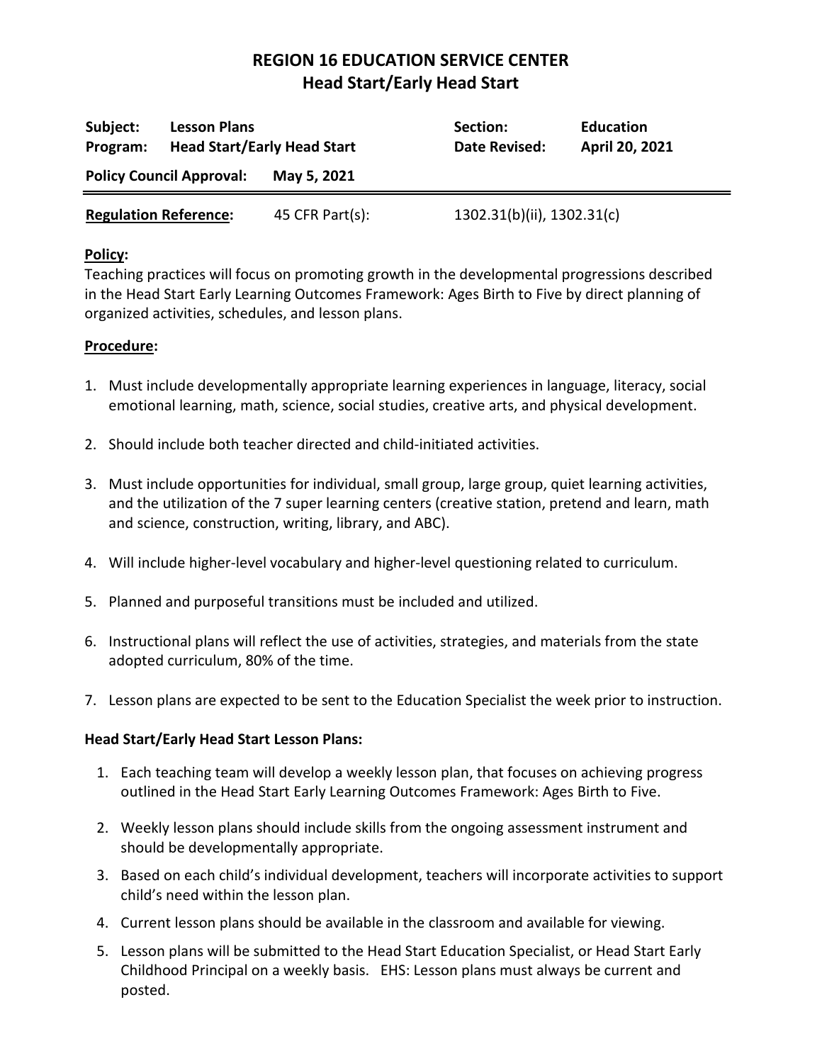# REGION 16 EDUCATION SERVICE CENTER
## Head Start/Early Head Start

| **Subject:** | **Lesson Plans** | **Section:** | **Education** |
|---|---|---|---|
| **Program:** | **Head Start/Early Head Start** | **Date Revised:** | **April 20, 2021** |
| **Policy Council Approval:** | **May 5, 2021** | | |

**Regulation Reference:** 45 CFR Part(s): 1302.31(b)(ii), 1302.31(c)

**Policy:**
Teaching practices will focus on promoting growth in the developmental progressions described in the Head Start Early Learning Outcomes Framework: Ages Birth to Five by direct planning of organized activities, schedules, and lesson plans.

**Procedure:**

1. Must include developmentally appropriate learning experiences in language, literacy, social emotional learning, math, science, social studies, creative arts, and physical development.

2. Should include both teacher directed and child-initiated activities.

3. Must include opportunities for individual, small group, large group, quiet learning activities, and the utilization of the 7 super learning centers (creative station, pretend and learn, math and science, construction, writing, library, and ABC).

4. Will include higher-level vocabulary and higher-level questioning related to curriculum.

5. Planned and purposeful transitions must be included and utilized.

6. Instructional plans will reflect the use of activities, strategies, and materials from the state adopted curriculum, 80% of the time.

7. Lesson plans are expected to be sent to the Education Specialist the week prior to instruction.

**Head Start/Early Head Start Lesson Plans:**

1. Each teaching team will develop a weekly lesson plan, that focuses on achieving progress outlined in the Head Start Early Learning Outcomes Framework: Ages Birth to Five.
2. Weekly lesson plans should include skills from the ongoing assessment instrument and should be developmentally appropriate.
3. Based on each child's individual development, teachers will incorporate activities to support child's need within the lesson plan.
4. Current lesson plans should be available in the classroom and available for viewing.
5. Lesson plans will be submitted to the Head Start Education Specialist, or Head Start Early Childhood Principal on a weekly basis. EHS: Lesson plans must always be current and posted.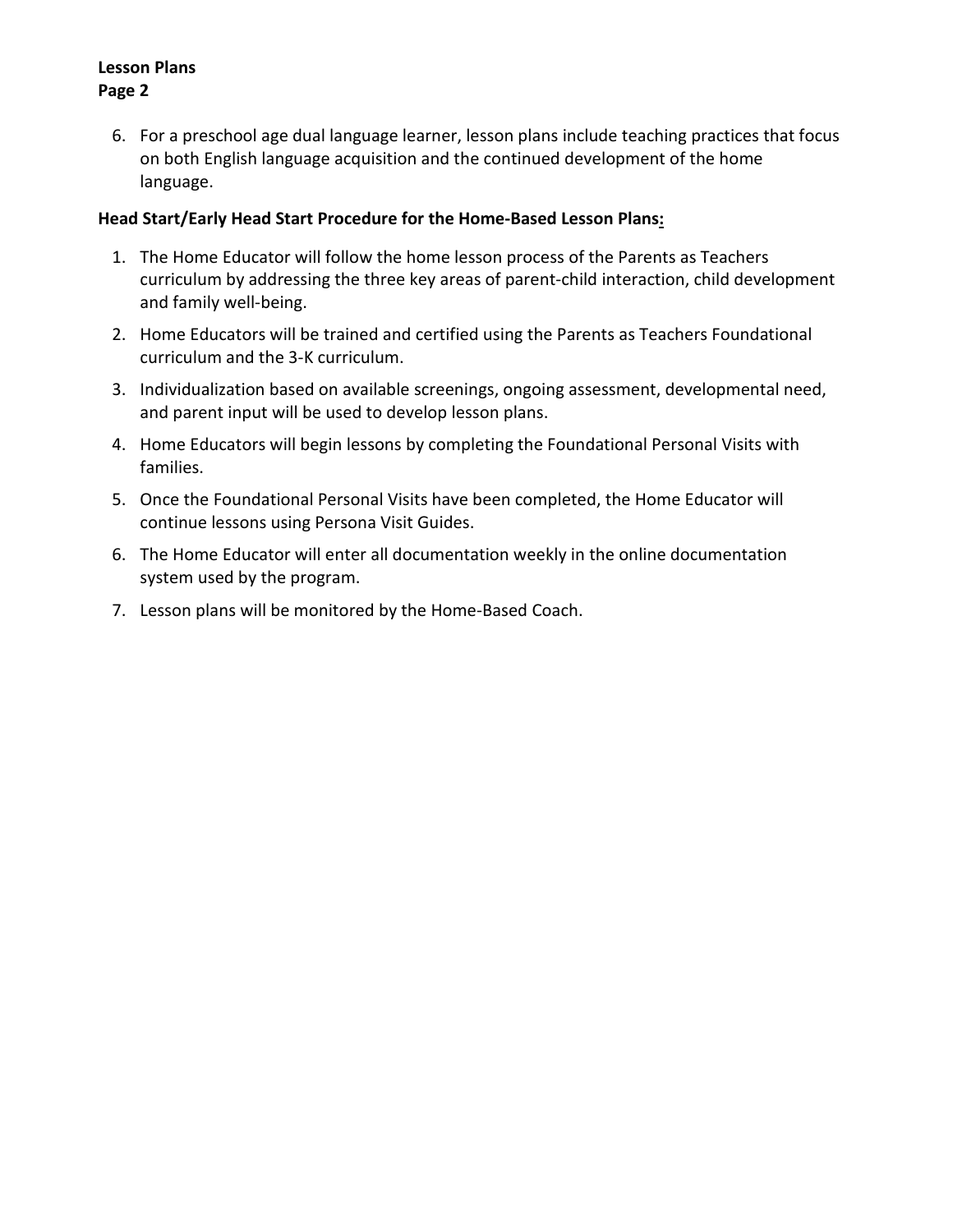6. For a preschool age dual language learner, lesson plans include teaching practices that focus on both English language acquisition and the continued development of the home language.

**Head Start/Early Head Start Procedure for the Home-Based Lesson Plans:**

1. The Home Educator will follow the home lesson process of the Parents as Teachers curriculum by addressing the three key areas of parent-child interaction, child development and family well-being.
2. Home Educators will be trained and certified using the Parents as Teachers Foundational curriculum and the 3-K curriculum.
3. Individualization based on available screenings, ongoing assessment, developmental need, and parent input will be used to develop lesson plans.
4. Home Educators will begin lessons by completing the Foundational Personal Visits with families.
5. Once the Foundational Personal Visits have been completed, the Home Educator will continue lessons using Persona Visit Guides.
6. The Home Educator will enter all documentation weekly in the online documentation system used by the program.
7. Lesson plans will be monitored by the Home-Based Coach.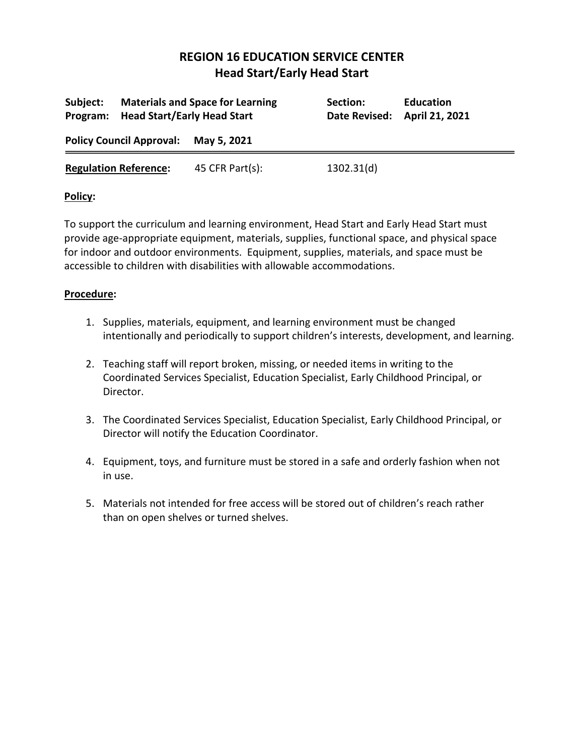# REGION 16 EDUCATION SERVICE CENTER
## Head Start/Early Head Start

| | | | |
|---|---|---|---|
| **Subject:** | **Materials and Space for Learning** | **Section:** | **Education** |
| **Program:** | **Head Start/Early Head Start** | **Date Revised:** | **April 21, 2021** |

**Policy Council Approval:** **May 5, 2021**

---

**Regulation Reference:** 45 CFR Part(s): 1302.31(d)

**Policy:**

To support the curriculum and learning environment, Head Start and Early Head Start must provide age-appropriate equipment, materials, supplies, functional space, and physical space for indoor and outdoor environments. Equipment, supplies, materials, and space must be accessible to children with disabilities with allowable accommodations.

**Procedure:**

1. Supplies, materials, equipment, and learning environment must be changed intentionally and periodically to support children's interests, development, and learning.

2. Teaching staff will report broken, missing, or needed items in writing to the Coordinated Services Specialist, Education Specialist, Early Childhood Principal, or Director.

3. The Coordinated Services Specialist, Education Specialist, Early Childhood Principal, or Director will notify the Education Coordinator.

4. Equipment, toys, and furniture must be stored in a safe and orderly fashion when not in use.

5. Materials not intended for free access will be stored out of children's reach rather than on open shelves or turned shelves.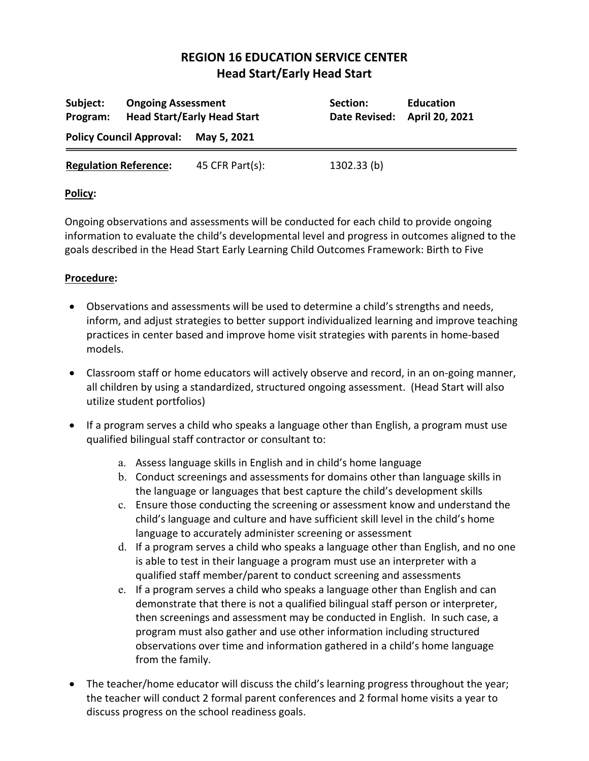# REGION 16 EDUCATION SERVICE CENTER
## Head Start/Early Head Start

| | | | |
|---|---|---|---|
| **Subject:** | **Ongoing Assessment** | **Section:** | **Education** |
| **Program:** | **Head Start/Early Head Start** | **Date Revised:** | **April 20, 2021** |
| **Policy Council Approval:** | **May 5, 2021** | | |

**Regulation Reference:** 45 CFR Part(s): 1302.33 (b)

**Policy:**

Ongoing observations and assessments will be conducted for each child to provide ongoing information to evaluate the child's developmental level and progress in outcomes aligned to the goals described in the Head Start Early Learning Child Outcomes Framework: Birth to Five

**Procedure:**

- Observations and assessments will be used to determine a child's strengths and needs, inform, and adjust strategies to better support individualized learning and improve teaching practices in center based and improve home visit strategies with parents in home-based models.
- Classroom staff or home educators will actively observe and record, in an on-going manner, all children by using a standardized, structured ongoing assessment. (Head Start will also utilize student portfolios)
- If a program serves a child who speaks a language other than English, a program must use qualified bilingual staff contractor or consultant to:
    a. Assess language skills in English and in child's home language
    b. Conduct screenings and assessments for domains other than language skills in the language or languages that best capture the child's development skills
    c. Ensure those conducting the screening or assessment know and understand the child's language and culture and have sufficient skill level in the child's home language to accurately administer screening or assessment
    d. If a program serves a child who speaks a language other than English, and no one is able to test in their language a program must use an interpreter with a qualified staff member/parent to conduct screening and assessments
    e. If a program serves a child who speaks a language other than English and can demonstrate that there is not a qualified bilingual staff person or interpreter, then screenings and assessment may be conducted in English. In such case, a program must also gather and use other information including structured observations over time and information gathered in a child's home language from the family.
- The teacher/home educator will discuss the child's learning progress throughout the year; the teacher will conduct 2 formal parent conferences and 2 formal home visits a year to discuss progress on the school readiness goals.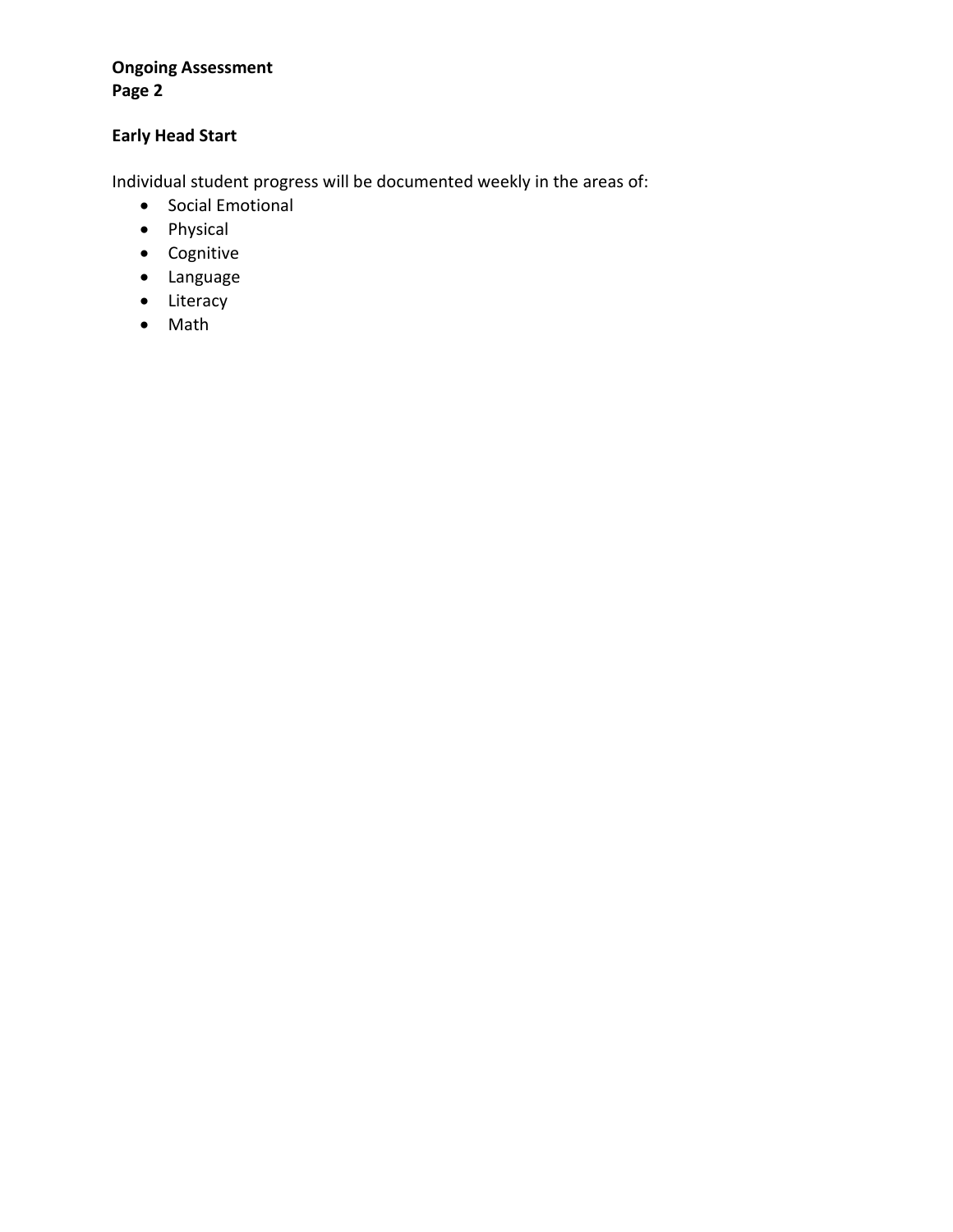**Early Head Start**

Individual student progress will be documented weekly in the areas of:

- Social Emotional
- Physical
- Cognitive
- Language
- Literacy
- Math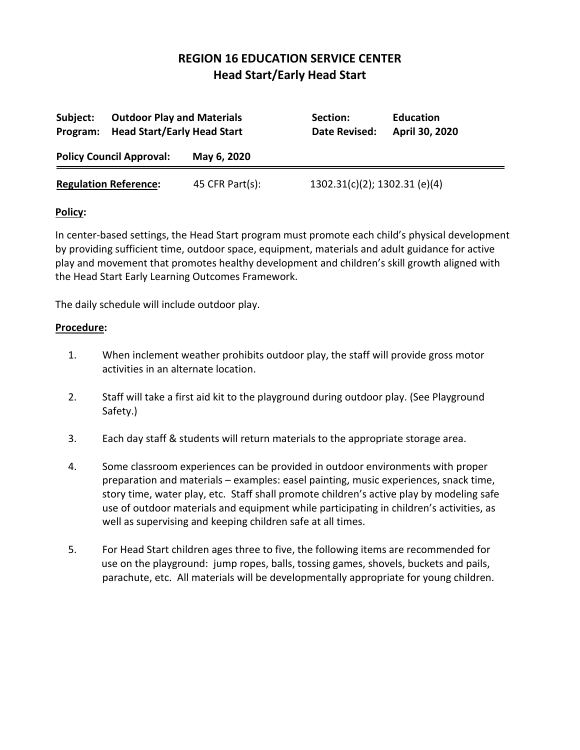# REGION 16 EDUCATION SERVICE CENTER
## Head Start/Early Head Start

| | | | |
|---|---|---|---|
| **Subject:** | **Outdoor Play and Materials** | **Section:** | **Education** |
| **Program:** | **Head Start/Early Head Start** | **Date Revised:** | **April 30, 2020** |

**Policy Council Approval:** **May 6, 2020**

**Regulation Reference:** 45 CFR Part(s): 1302.31(c)(2); 1302.31 (e)(4)

**Policy:**

In center-based settings, the Head Start program must promote each child's physical development by providing sufficient time, outdoor space, equipment, materials and adult guidance for active play and movement that promotes healthy development and children's skill growth aligned with the Head Start Early Learning Outcomes Framework.

The daily schedule will include outdoor play.

**Procedure:**

1. When inclement weather prohibits outdoor play, the staff will provide gross motor activities in an alternate location.

2. Staff will take a first aid kit to the playground during outdoor play. (See Playground Safety.)

3. Each day staff & students will return materials to the appropriate storage area.

4. Some classroom experiences can be provided in outdoor environments with proper preparation and materials – examples: easel painting, music experiences, snack time, story time, water play, etc. Staff shall promote children's active play by modeling safe use of outdoor materials and equipment while participating in children's activities, as well as supervising and keeping children safe at all times.

5. For Head Start children ages three to five, the following items are recommended for use on the playground: jump ropes, balls, tossing games, shovels, buckets and pails, parachute, etc. All materials will be developmentally appropriate for young children.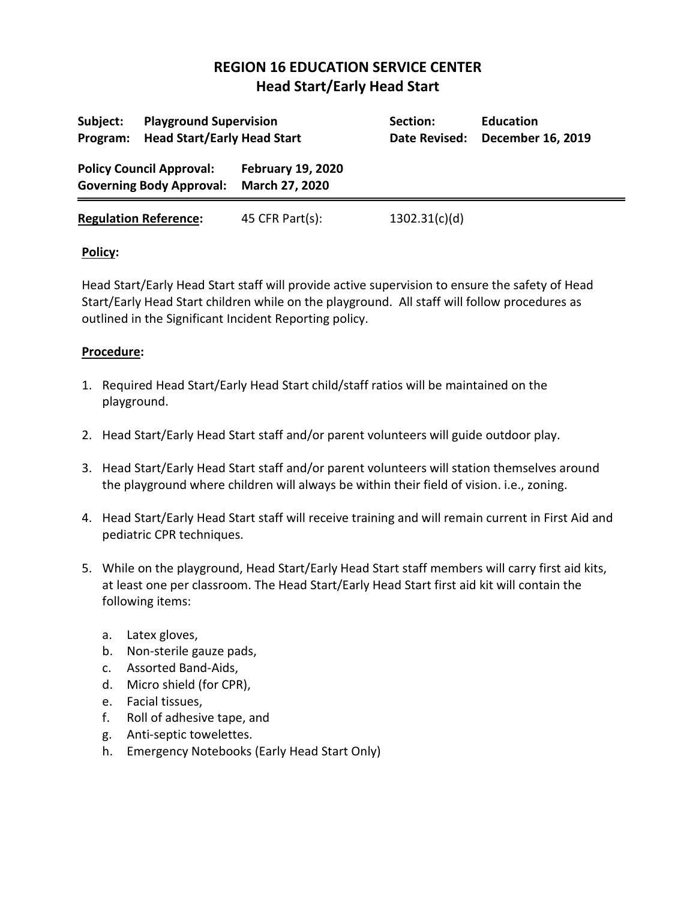# REGION 16 EDUCATION SERVICE CENTER
## Head Start/Early Head Start

| | | | |
|---|---|---|---|
| **Subject:** | **Playground Supervision** | **Section:** | **Education** |
| **Program:** | **Head Start/Early Head Start** | **Date Revised:** | **December 16, 2019** |

**Policy Council Approval:** **February 19, 2020**
**Governing Body Approval:** **March 27, 2020**

---

**Regulation Reference:** 45 CFR Part(s): 1302.31(c)(d)

**Policy:**

Head Start/Early Head Start staff will provide active supervision to ensure the safety of Head Start/Early Head Start children while on the playground. All staff will follow procedures as outlined in the Significant Incident Reporting policy.

**Procedure:**

1. Required Head Start/Early Head Start child/staff ratios will be maintained on the playground.

2. Head Start/Early Head Start staff and/or parent volunteers will guide outdoor play.

3. Head Start/Early Head Start staff and/or parent volunteers will station themselves around the playground where children will always be within their field of vision. i.e., zoning.

4. Head Start/Early Head Start staff will receive training and will remain current in First Aid and pediatric CPR techniques.

5. While on the playground, Head Start/Early Head Start staff members will carry first aid kits, at least one per classroom. The Head Start/Early Head Start first aid kit will contain the following items:

   a. Latex gloves,
   b. Non-sterile gauze pads,
   c. Assorted Band-Aids,
   d. Micro shield (for CPR),
   e. Facial tissues,
   f. Roll of adhesive tape, and
   g. Anti-septic towelettes.
   h. Emergency Notebooks (Early Head Start Only)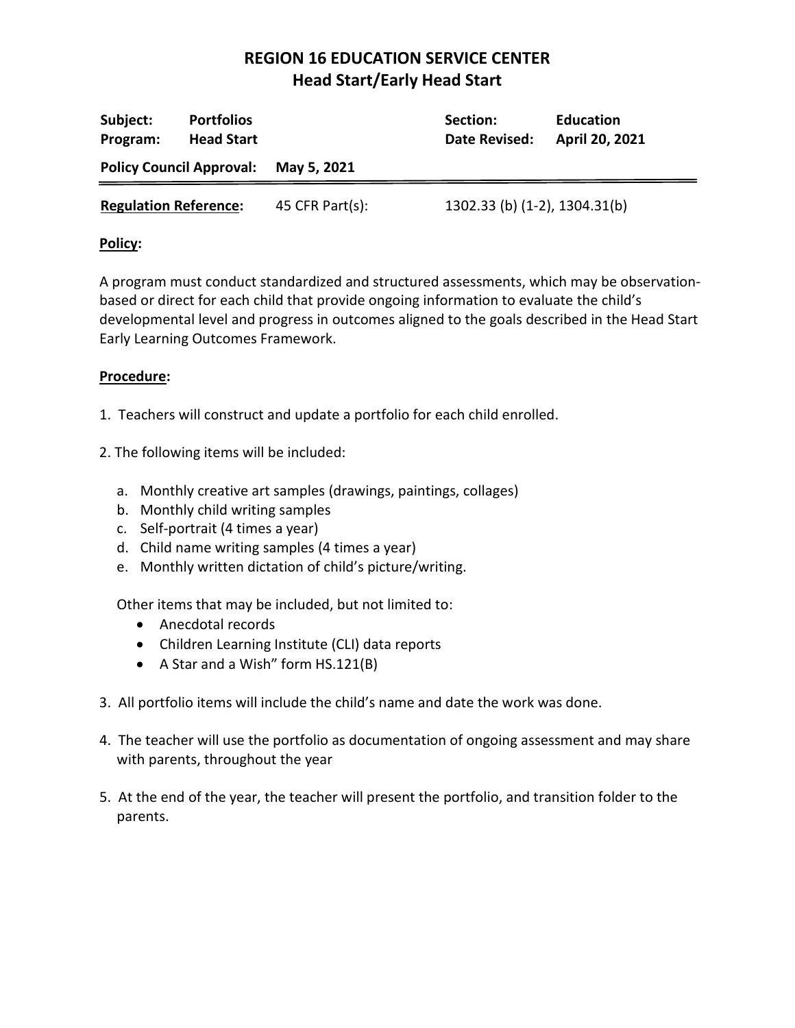# REGION 16 EDUCATION SERVICE CENTER
## Head Start/Early Head Start

| | | | |
|---|---|---|---|
| **Subject:** **Portfolios** | | **Section:** | **Education** |
| **Program:** **Head Start** | | **Date Revised:** | **April 20, 2021** |
| **Policy Council Approval:** | **May 5, 2021** | | |

**Regulation Reference:** 45 CFR Part(s): 1302.33 (b) (1-2), 1304.31(b)

**Policy:**

A program must conduct standardized and structured assessments, which may be observation-based or direct for each child that provide ongoing information to evaluate the child's developmental level and progress in outcomes aligned to the goals described in the Head Start Early Learning Outcomes Framework.

**Procedure:**

1. Teachers will construct and update a portfolio for each child enrolled.

2. The following items will be included:

   a. Monthly creative art samples (drawings, paintings, collages)
   b. Monthly child writing samples
   c. Self-portrait (4 times a year)
   d. Child name writing samples (4 times a year)
   e. Monthly written dictation of child's picture/writing.

   Other items that may be included, but not limited to:
   - Anecdotal records
   - Children Learning Institute (CLI) data reports
   - A Star and a Wish" form HS.121(B)

3. All portfolio items will include the child's name and date the work was done.

4. The teacher will use the portfolio as documentation of ongoing assessment and may share with parents, throughout the year

5. At the end of the year, the teacher will present the portfolio, and transition folder to the parents.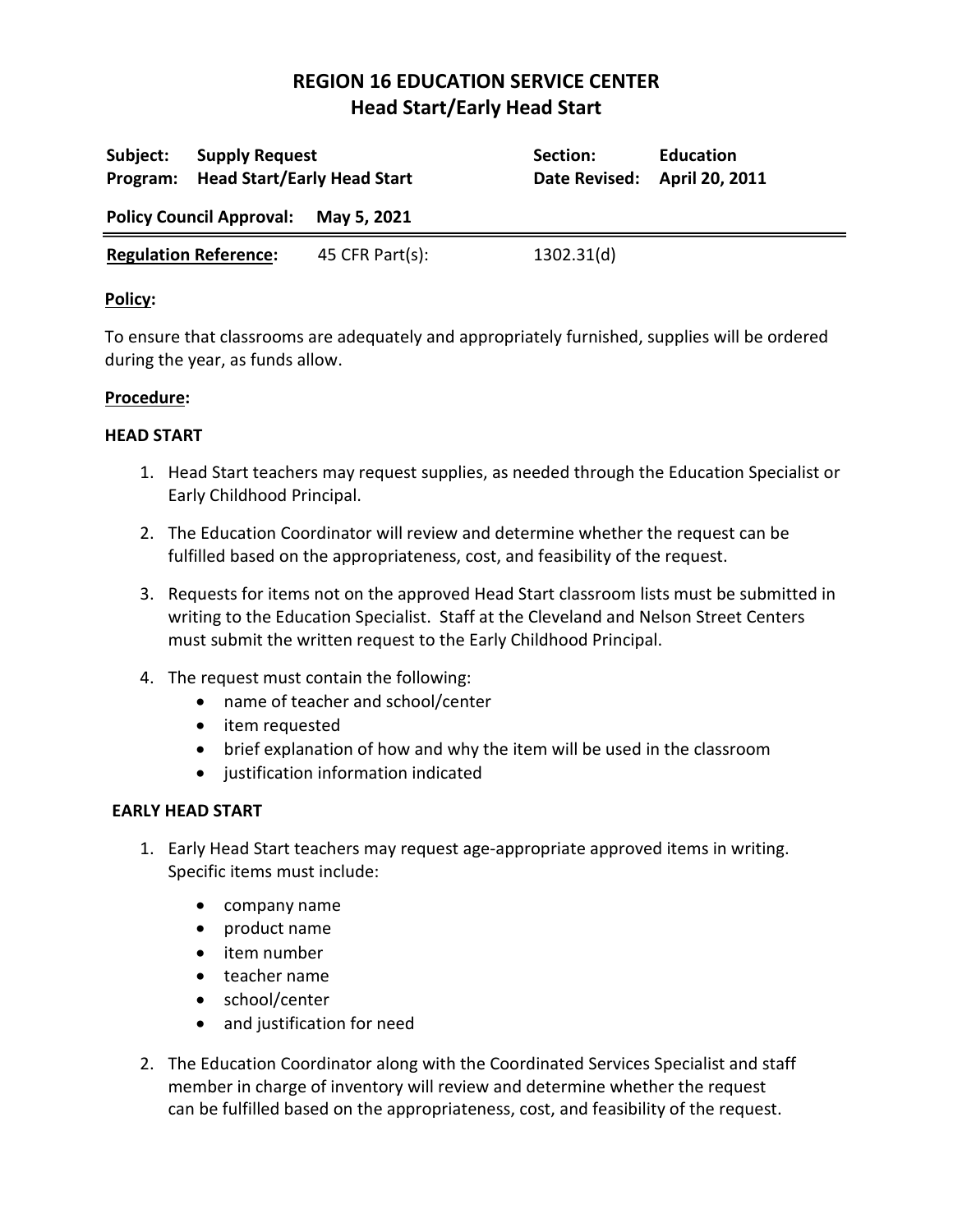# REGION 16 EDUCATION SERVICE CENTER
## Head Start/Early Head Start

| | | | |
|---|---|---|---|
| **Subject:** | **Supply Request** | **Section:** | **Education** |
| **Program:** | **Head Start/Early Head Start** | **Date Revised:** | **April 20, 2011** |

**Policy Council Approval:** **May 5, 2021**

**Regulation Reference:** 45 CFR Part(s): 1302.31(d)

**Policy:**

To ensure that classrooms are adequately and appropriately furnished, supplies will be ordered during the year, as funds allow.

**Procedure:**

**HEAD START**

1. Head Start teachers may request supplies, as needed through the Education Specialist or Early Childhood Principal.
2. The Education Coordinator will review and determine whether the request can be fulfilled based on the appropriateness, cost, and feasibility of the request.
3. Requests for items not on the approved Head Start classroom lists must be submitted in writing to the Education Specialist. Staff at the Cleveland and Nelson Street Centers must submit the written request to the Early Childhood Principal.
4. The request must contain the following:
   - name of teacher and school/center
   - item requested
   - brief explanation of how and why the item will be used in the classroom
   - justification information indicated

**EARLY HEAD START**

1. Early Head Start teachers may request age-appropriate approved items in writing. Specific items must include:
   - company name
   - product name
   - item number
   - teacher name
   - school/center
   - and justification for need
2. The Education Coordinator along with the Coordinated Services Specialist and staff member in charge of inventory will review and determine whether the request can be fulfilled based on the appropriateness, cost, and feasibility of the request.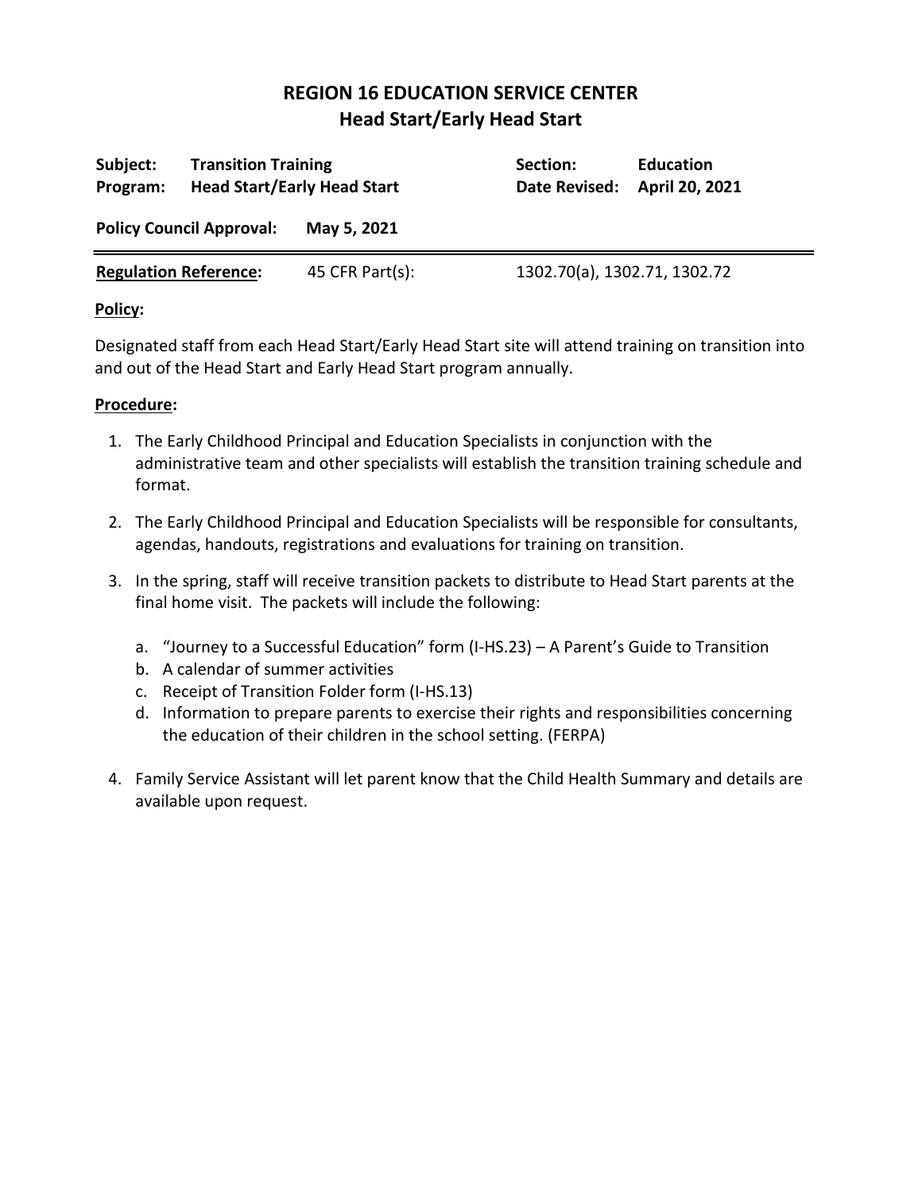# REGION 16 EDUCATION SERVICE CENTER
## Head Start/Early Head Start

| | | | |
|---|---|---|---|
| **Subject:** | **Transition Training** | **Section:** | **Education** |
| **Program:** | **Head Start/Early Head Start** | **Date Revised:** | **April 20, 2021** |

**Policy Council Approval:** **May 5, 2021**

**Regulation Reference:** 45 CFR Part(s): 1302.70(a), 1302.71, 1302.72

**Policy:**

Designated staff from each Head Start/Early Head Start site will attend training on transition into and out of the Head Start and Early Head Start program annually.

**Procedure:**

1. The Early Childhood Principal and Education Specialists in conjunction with the administrative team and other specialists will establish the transition training schedule and format.

2. The Early Childhood Principal and Education Specialists will be responsible for consultants, agendas, handouts, registrations and evaluations for training on transition.

3. In the spring, staff will receive transition packets to distribute to Head Start parents at the final home visit. The packets will include the following:

   a. "Journey to a Successful Education" form (I-HS.23) – A Parent's Guide to Transition
   b. A calendar of summer activities
   c. Receipt of Transition Folder form (I-HS.13)
   d. Information to prepare parents to exercise their rights and responsibilities concerning the education of their children in the school setting. (FERPA)

4. Family Service Assistant will let parent know that the Child Health Summary and details are available upon request.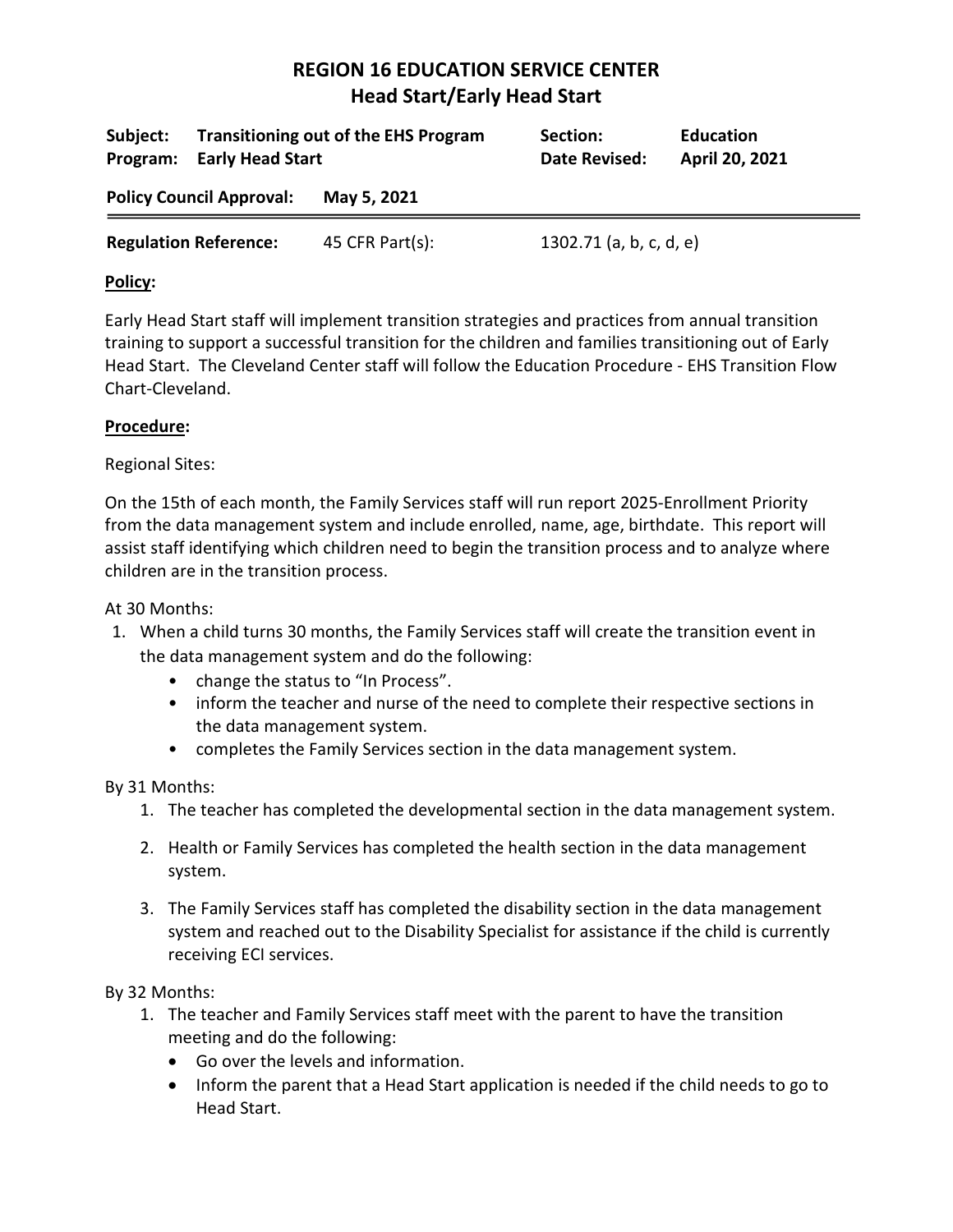# REGION 16 EDUCATION SERVICE CENTER
## Head Start/Early Head Start

| | | | |
|---|---|---|---|
| **Subject:** | **Transitioning out of the EHS Program** | **Section:** | **Education** |
| **Program:** | **Early Head Start** | **Date Revised:** | **April 20, 2021** |
| **Policy Council Approval:** | **May 5, 2021** | | |
| **Regulation Reference:** | 45 CFR Part(s): | 1302.71 (a, b, c, d, e) | |

**Policy:**

Early Head Start staff will implement transition strategies and practices from annual transition training to support a successful transition for the children and families transitioning out of Early Head Start. The Cleveland Center staff will follow the Education Procedure - EHS Transition Flow Chart-Cleveland.

**Procedure:**

Regional Sites:

On the 15th of each month, the Family Services staff will run report 2025-Enrollment Priority from the data management system and include enrolled, name, age, birthdate. This report will assist staff identifying which children need to begin the transition process and to analyze where children are in the transition process.

At 30 Months:

1. When a child turns 30 months, the Family Services staff will create the transition event in the data management system and do the following:
   - change the status to "In Process".
   - inform the teacher and nurse of the need to complete their respective sections in the data management system.
   - completes the Family Services section in the data management system.

By 31 Months:

1. The teacher has completed the developmental section in the data management system.
2. Health or Family Services has completed the health section in the data management system.
3. The Family Services staff has completed the disability section in the data management system and reached out to the Disability Specialist for assistance if the child is currently receiving ECI services.

By 32 Months:

1. The teacher and Family Services staff meet with the parent to have the transition meeting and do the following:
   - Go over the levels and information.
   - Inform the parent that a Head Start application is needed if the child needs to go to Head Start.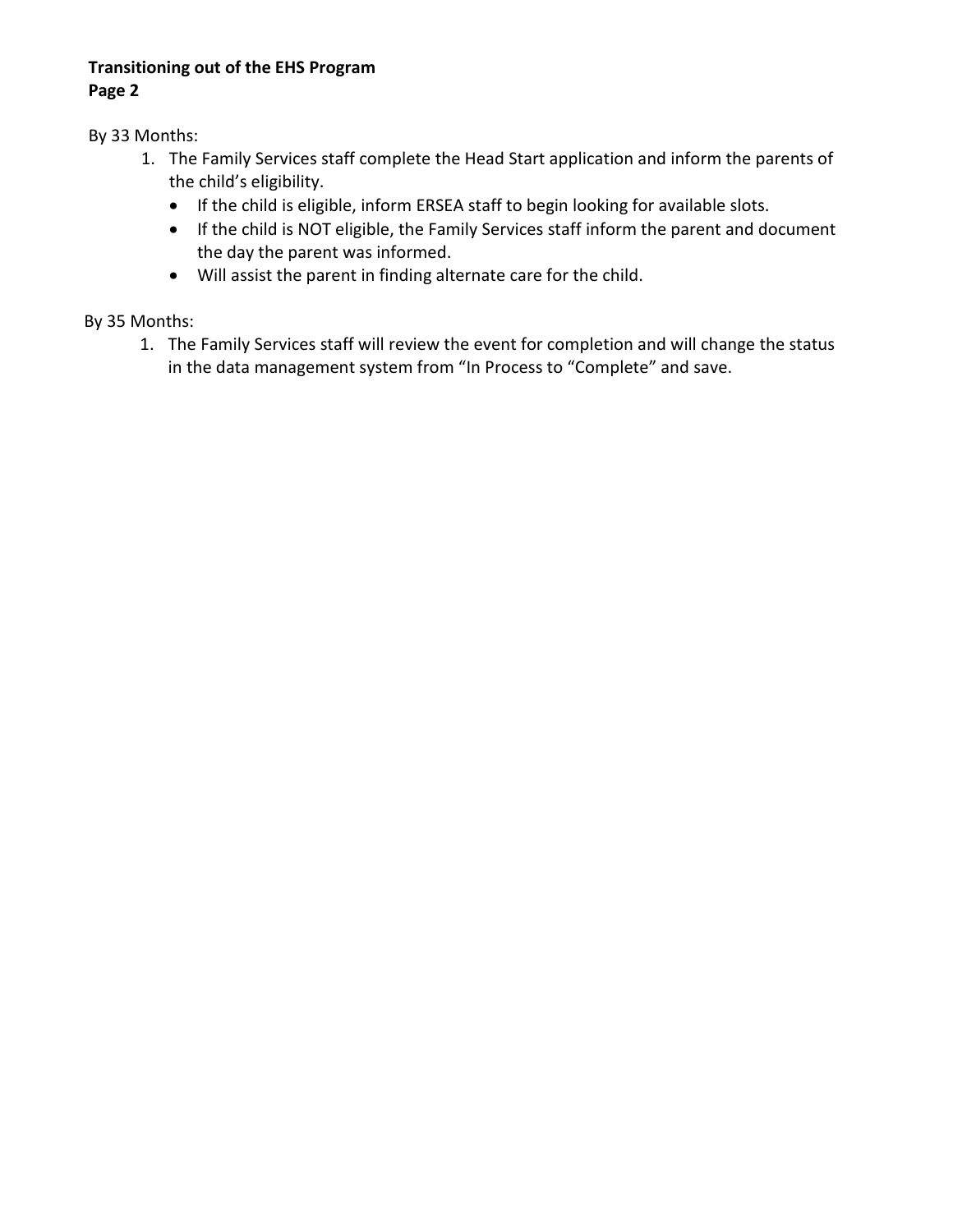**Transitioning out of the EHS Program**
**Page 2**

By 33 Months:

1. The Family Services staff complete the Head Start application and inform the parents of the child's eligibility.
   - If the child is eligible, inform ERSEA staff to begin looking for available slots.
   - If the child is NOT eligible, the Family Services staff inform the parent and document the day the parent was informed.
   - Will assist the parent in finding alternate care for the child.

By 35 Months:

1. The Family Services staff will review the event for completion and will change the status in the data management system from "In Process to "Complete" and save.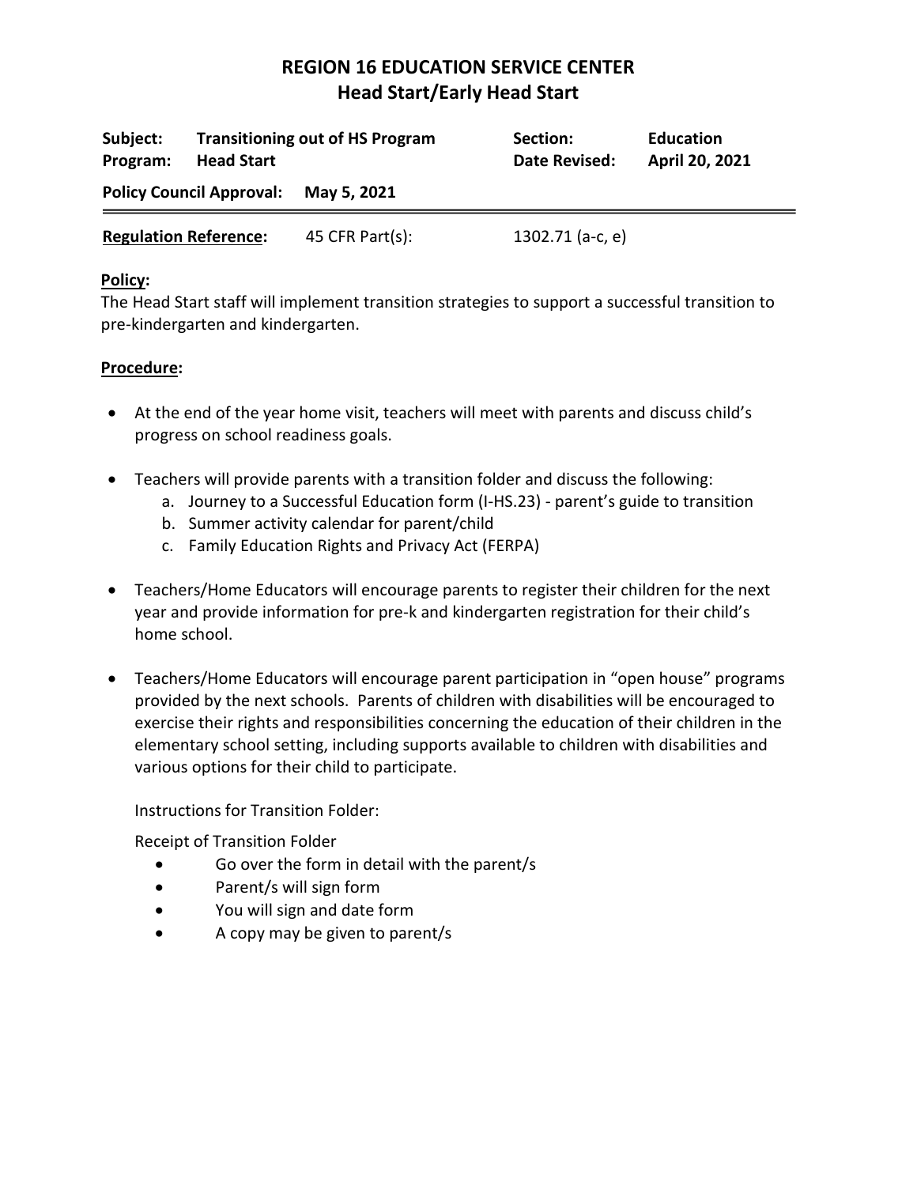# REGION 16 EDUCATION SERVICE CENTER
## Head Start/Early Head Start

| | | | |
|---|---|---|---|
| **Subject:** | **Transitioning out of HS Program** | **Section:** | **Education** |
| **Program:** | **Head Start** | **Date Revised:** | **April 20, 2021** |
| **Policy Council Approval:** | **May 5, 2021** | | |

**Regulation Reference:** 45 CFR Part(s): 1302.71 (a-c, e)

**Policy:**

The Head Start staff will implement transition strategies to support a successful transition to pre-kindergarten and kindergarten.

**Procedure:**

- At the end of the year home visit, teachers will meet with parents and discuss child's progress on school readiness goals.

- Teachers will provide parents with a transition folder and discuss the following:
  a. Journey to a Successful Education form (I-HS.23) - parent's guide to transition
  b. Summer activity calendar for parent/child
  c. Family Education Rights and Privacy Act (FERPA)

- Teachers/Home Educators will encourage parents to register their children for the next year and provide information for pre-k and kindergarten registration for their child's home school.

- Teachers/Home Educators will encourage parent participation in "open house" programs provided by the next schools. Parents of children with disabilities will be encouraged to exercise their rights and responsibilities concerning the education of their children in the elementary school setting, including supports available to children with disabilities and various options for their child to participate.

  Instructions for Transition Folder:

  Receipt of Transition Folder
  - Go over the form in detail with the parent/s
  - Parent/s will sign form
  - You will sign and date form
  - A copy may be given to parent/s